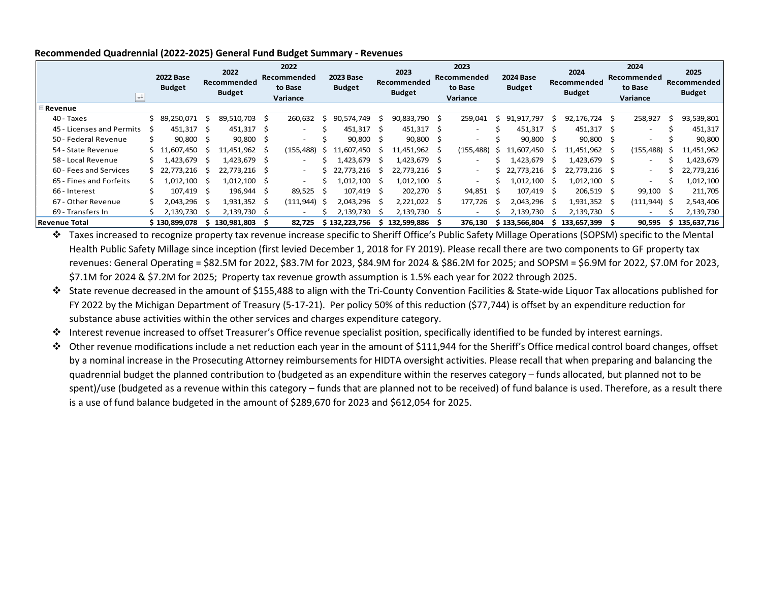**Recommended Quadrennial (2022-2025) General Fund Budget Summary - Revenues**

| | 2022 Base Budget | 2022 Recommended Budget | 2022 Recommended to Base Variance | 2023 Base Budget | 2023 Recommended Budget | 2023 Recommended to Base Variance | 2024 Base Budget | 2024 Recommended Budget | 2024 Recommended to Base Variance | 2025 Recommended Budget |
|---|---|---|---|---|---|---|---|---|---|---|
| **Revenue** | | | | | | | | | | |
| 40 - Taxes | $ 89,250,071 | $ 89,510,703 | $ 260,632 | $ 90,574,749 | $ 90,833,790 | $ 259,041 | $ 91,917,797 | $ 92,176,724 | $ 258,927 | $ 93,539,801 |
| 45 - Licenses and Permits | $ 451,317 | $ 451,317 | $ - | $ 451,317 | $ 451,317 | $ - | $ 451,317 | $ 451,317 | $ - | $ 451,317 |
| 50 - Federal Revenue | $ 90,800 | $ 90,800 | $ - | $ 90,800 | $ 90,800 | $ - | $ 90,800 | $ 90,800 | $ - | $ 90,800 |
| 54 - State Revenue | $ 11,607,450 | $ 11,451,962 | $ (155,488) | $ 11,607,450 | $ 11,451,962 | $ (155,488) | $ 11,607,450 | $ 11,451,962 | $ (155,488) | $ 11,451,962 |
| 58 - Local Revenue | $ 1,423,679 | $ 1,423,679 | $ - | $ 1,423,679 | $ 1,423,679 | $ - | $ 1,423,679 | $ 1,423,679 | $ - | $ 1,423,679 |
| 60 - Fees and Services | $ 22,773,216 | $ 22,773,216 | $ - | $ 22,773,216 | $ 22,773,216 | $ - | $ 22,773,216 | $ 22,773,216 | $ - | $ 22,773,216 |
| 65 - Fines and Forfeits | $ 1,012,100 | $ 1,012,100 | $ - | $ 1,012,100 | $ 1,012,100 | $ - | $ 1,012,100 | $ 1,012,100 | $ - | $ 1,012,100 |
| 66 - Interest | $ 107,419 | $ 196,944 | $ 89,525 | $ 107,419 | $ 202,270 | $ 94,851 | $ 107,419 | $ 206,519 | $ 99,100 | $ 211,705 |
| 67 - Other Revenue | $ 2,043,296 | $ 1,931,352 | $ (111,944) | $ 2,043,296 | $ 2,221,022 | $ 177,726 | $ 2,043,296 | $ 1,931,352 | $ (111,944) | $ 2,543,406 |
| 69 - Transfers In | $ 2,139,730 | $ 2,139,730 | $ - | $ 2,139,730 | $ 2,139,730 | $ - | $ 2,139,730 | $ 2,139,730 | $ - | $ 2,139,730 |
| **Revenue Total** | **$ 130,899,078** | **$ 130,981,803** | **$ 82,725** | **$ 132,223,756** | **$ 132,599,886** | **$ 376,130** | **$ 133,566,804** | **$ 133,657,399** | **$ 90,595** | **$ 135,637,716** |

- Taxes increased to recognize property tax revenue increase specific to Sheriff Office's Public Safety Millage Operations (SOPSM) specific to the Mental Health Public Safety Millage since inception (first levied December 1, 2018 for FY 2019). Please recall there are two components to GF property tax revenues: General Operating = $82.5M for 2022, $83.7M for 2023, $84.9M for 2024 & $86.2M for 2025; and SOPSM = $6.9M for 2022, $7.0M for 2023, $7.1M for 2024 & $7.2M for 2025; Property tax revenue growth assumption is 1.5% each year for 2022 through 2025.
- State revenue decreased in the amount of $155,488 to align with the Tri-County Convention Facilities & State-wide Liquor Tax allocations published for FY 2022 by the Michigan Department of Treasury (5-17-21). Per policy 50% of this reduction ($77,744) is offset by an expenditure reduction for substance abuse activities within the other services and charges expenditure category.
- Interest revenue increased to offset Treasurer's Office revenue specialist position, specifically identified to be funded by interest earnings.
- Other revenue modifications include a net reduction each year in the amount of $111,944 for the Sheriff's Office medical control board changes, offset by a nominal increase in the Prosecuting Attorney reimbursements for HIDTA oversight activities. Please recall that when preparing and balancing the quadrennial budget the planned contribution to (budgeted as an expenditure within the reserves category – funds allocated, but planned not to be spent)/use (budgeted as a revenue within this category – funds that are planned not to be received) of fund balance is used. Therefore, as a result there is a use of fund balance budgeted in the amount of $289,670 for 2023 and $612,054 for 2025.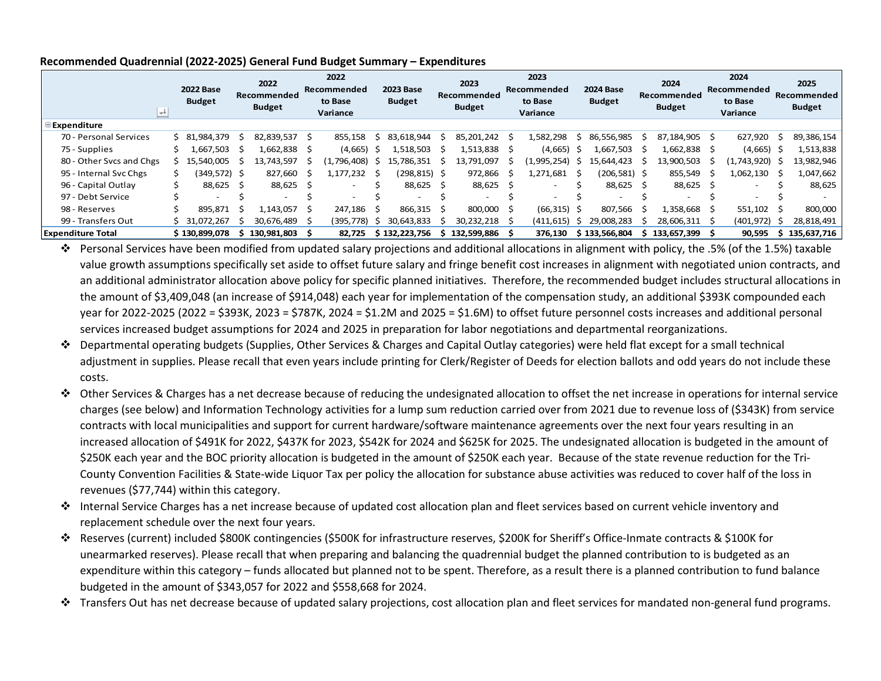**Recommended Quadrennial (2022-2025) General Fund Budget Summary – Expenditures**

| | 2022 Base Budget | 2022 Recommended Budget | 2022 Recommended to Base Variance | 2023 Base Budget | 2023 Recommended Budget | 2023 Recommended to Base Variance | 2024 Base Budget | 2024 Recommended Budget | 2024 Recommended to Base Variance | 2025 Recommended Budget |
|---|---|---|---|---|---|---|---|---|---|---|
| **Expenditure** | | | | | | | | | | |
| 70 - Personal Services | $ 81,984,379 | $ 82,839,537 | $ 855,158 | $ 83,618,944 | $ 85,201,242 | $ 1,582,298 | $ 86,556,985 | $ 87,184,905 | $ 627,920 | $ 89,386,154 |
| 75 - Supplies | $ 1,667,503 | $ 1,662,838 | $ (4,665) | $ 1,518,503 | $ 1,513,838 | $ (4,665) | $ 1,667,503 | $ 1,662,838 | $ (4,665) | $ 1,513,838 |
| 80 - Other Svcs and Chgs | $ 15,540,005 | $ 13,743,597 | $ (1,796,408) | $ 15,786,351 | $ 13,791,097 | $ (1,995,254) | $ 15,644,423 | $ 13,900,503 | $ (1,743,920) | $ 13,982,946 |
| 95 - Internal Svc Chgs | $ (349,572) | $ 827,660 | $ 1,177,232 | $ (298,815) | $ 972,866 | $ 1,271,681 | $ (206,581) | $ 855,549 | $ 1,062,130 | $ 1,047,662 |
| 96 - Capital Outlay | $ 88,625 | $ 88,625 | $ - | $ 88,625 | $ 88,625 | $ - | $ 88,625 | $ 88,625 | $ - | $ 88,625 |
| 97 - Debt Service | $ - | $ - | $ - | $ - | $ - | $ - | $ - | $ - | $ - | $ - |
| 98 - Reserves | $ 895,871 | $ 1,143,057 | $ 247,186 | $ 866,315 | $ 800,000 | $ (66,315) | $ 807,566 | $ 1,358,668 | $ 551,102 | $ 800,000 |
| 99 - Transfers Out | $ 31,072,267 | $ 30,676,489 | $ (395,778) | $ 30,643,833 | $ 30,232,218 | $ (411,615) | $ 29,008,283 | $ 28,606,311 | $ (401,972) | $ 28,818,491 |
| **Expenditure Total** | **$ 130,899,078** | **$ 130,981,803** | **$ 82,725** | **$ 132,223,756** | **$ 132,599,886** | **$ 376,130** | **$ 133,566,804** | **$ 133,657,399** | **$ 90,595** | **$ 135,637,716** |

- Personal Services have been modified from updated salary projections and additional allocations in alignment with policy, the .5% (of the 1.5%) taxable value growth assumptions specifically set aside to offset future salary and fringe benefit cost increases in alignment with negotiated union contracts, and an additional administrator allocation above policy for specific planned initiatives. Therefore, the recommended budget includes structural allocations in the amount of $3,409,048 (an increase of $914,048) each year for implementation of the compensation study, an additional $393K compounded each year for 2022-2025 (2022 = $393K, 2023 = $787K, 2024 = $1.2M and 2025 = $1.6M) to offset future personnel costs increases and additional personal services increased budget assumptions for 2024 and 2025 in preparation for labor negotiations and departmental reorganizations.
- Departmental operating budgets (Supplies, Other Services & Charges and Capital Outlay categories) were held flat except for a small technical adjustment in supplies. Please recall that even years include printing for Clerk/Register of Deeds for election ballots and odd years do not include these costs.
- Other Services & Charges has a net decrease because of reducing the undesignated allocation to offset the net increase in operations for internal service charges (see below) and Information Technology activities for a lump sum reduction carried over from 2021 due to revenue loss of ($343K) from service contracts with local municipalities and support for current hardware/software maintenance agreements over the next four years resulting in an increased allocation of $491K for 2022, $437K for 2023, $542K for 2024 and $625K for 2025. The undesignated allocation is budgeted in the amount of $250K each year and the BOC priority allocation is budgeted in the amount of $250K each year. Because of the state revenue reduction for the Tri-County Convention Facilities & State-wide Liquor Tax per policy the allocation for substance abuse activities was reduced to cover half of the loss in revenues ($77,744) within this category.
- Internal Service Charges has a net increase because of updated cost allocation plan and fleet services based on current vehicle inventory and replacement schedule over the next four years.
- Reserves (current) included $800K contingencies ($500K for infrastructure reserves, $200K for Sheriff's Office-Inmate contracts & $100K for unearmarked reserves). Please recall that when preparing and balancing the quadrennial budget the planned contribution to is budgeted as an expenditure within this category – funds allocated but planned not to be spent. Therefore, as a result there is a planned contribution to fund balance budgeted in the amount of $343,057 for 2022 and $558,668 for 2024.
- Transfers Out has net decrease because of updated salary projections, cost allocation plan and fleet services for mandated non-general fund programs.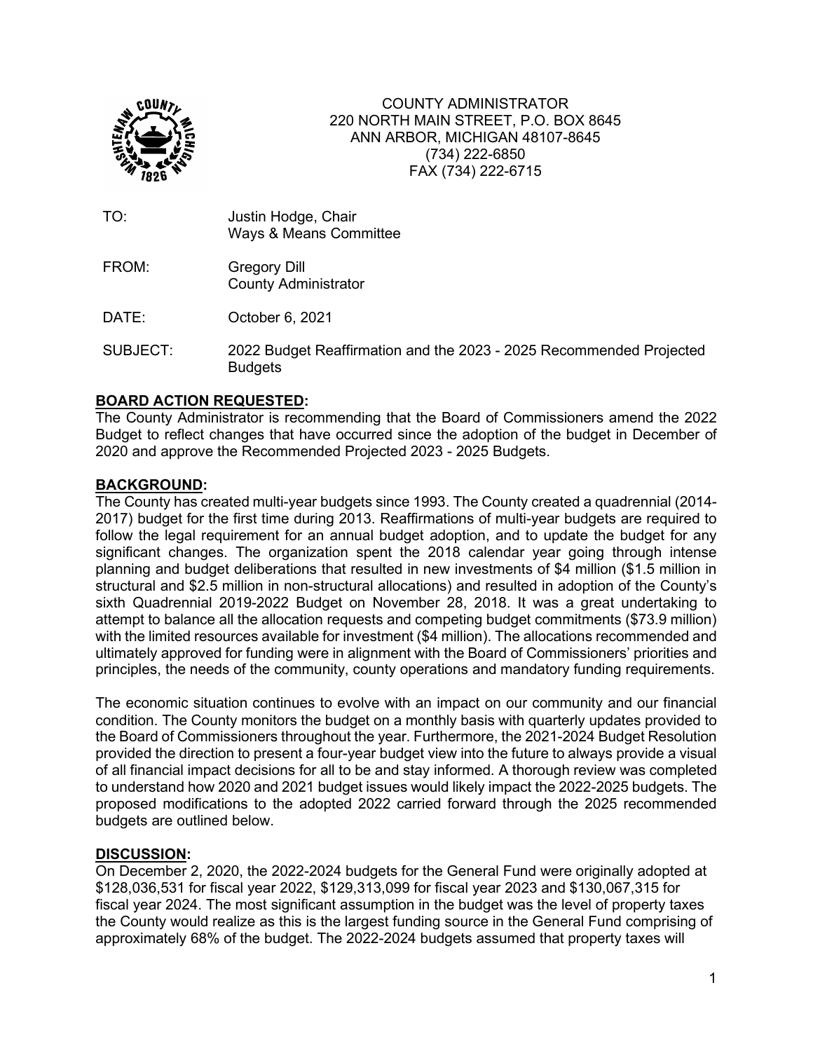COUNTY ADMINISTRATOR
220 NORTH MAIN STREET, P.O. BOX 8645
ANN ARBOR, MICHIGAN 48107-8645
(734) 222-6850
FAX (734) 222-6715

TO: Justin Hodge, Chair
Ways & Means Committee

FROM: Gregory Dill
County Administrator

DATE: October 6, 2021

SUBJECT: 2022 Budget Reaffirmation and the 2023 - 2025 Recommended Projected Budgets

**BOARD ACTION REQUESTED:**

The County Administrator is recommending that the Board of Commissioners amend the 2022 Budget to reflect changes that have occurred since the adoption of the budget in December of 2020 and approve the Recommended Projected 2023 - 2025 Budgets.

**BACKGROUND:**

The County has created multi-year budgets since 1993. The County created a quadrennial (2014-2017) budget for the first time during 2013. Reaffirmations of multi-year budgets are required to follow the legal requirement for an annual budget adoption, and to update the budget for any significant changes. The organization spent the 2018 calendar year going through intense planning and budget deliberations that resulted in new investments of $4 million ($1.5 million in structural and $2.5 million in non-structural allocations) and resulted in adoption of the County's sixth Quadrennial 2019-2022 Budget on November 28, 2018. It was a great undertaking to attempt to balance all the allocation requests and competing budget commitments ($73.9 million) with the limited resources available for investment ($4 million). The allocations recommended and ultimately approved for funding were in alignment with the Board of Commissioners' priorities and principles, the needs of the community, county operations and mandatory funding requirements.

The economic situation continues to evolve with an impact on our community and our financial condition. The County monitors the budget on a monthly basis with quarterly updates provided to the Board of Commissioners throughout the year. Furthermore, the 2021-2024 Budget Resolution provided the direction to present a four-year budget view into the future to always provide a visual of all financial impact decisions for all to be and stay informed. A thorough review was completed to understand how 2020 and 2021 budget issues would likely impact the 2022-2025 budgets. The proposed modifications to the adopted 2022 carried forward through the 2025 recommended budgets are outlined below.

**DISCUSSION:**

On December 2, 2020, the 2022-2024 budgets for the General Fund were originally adopted at $128,036,531 for fiscal year 2022, $129,313,099 for fiscal year 2023 and $130,067,315 for fiscal year 2024. The most significant assumption in the budget was the level of property taxes the County would realize as this is the largest funding source in the General Fund comprising of approximately 68% of the budget. The 2022-2024 budgets assumed that property taxes will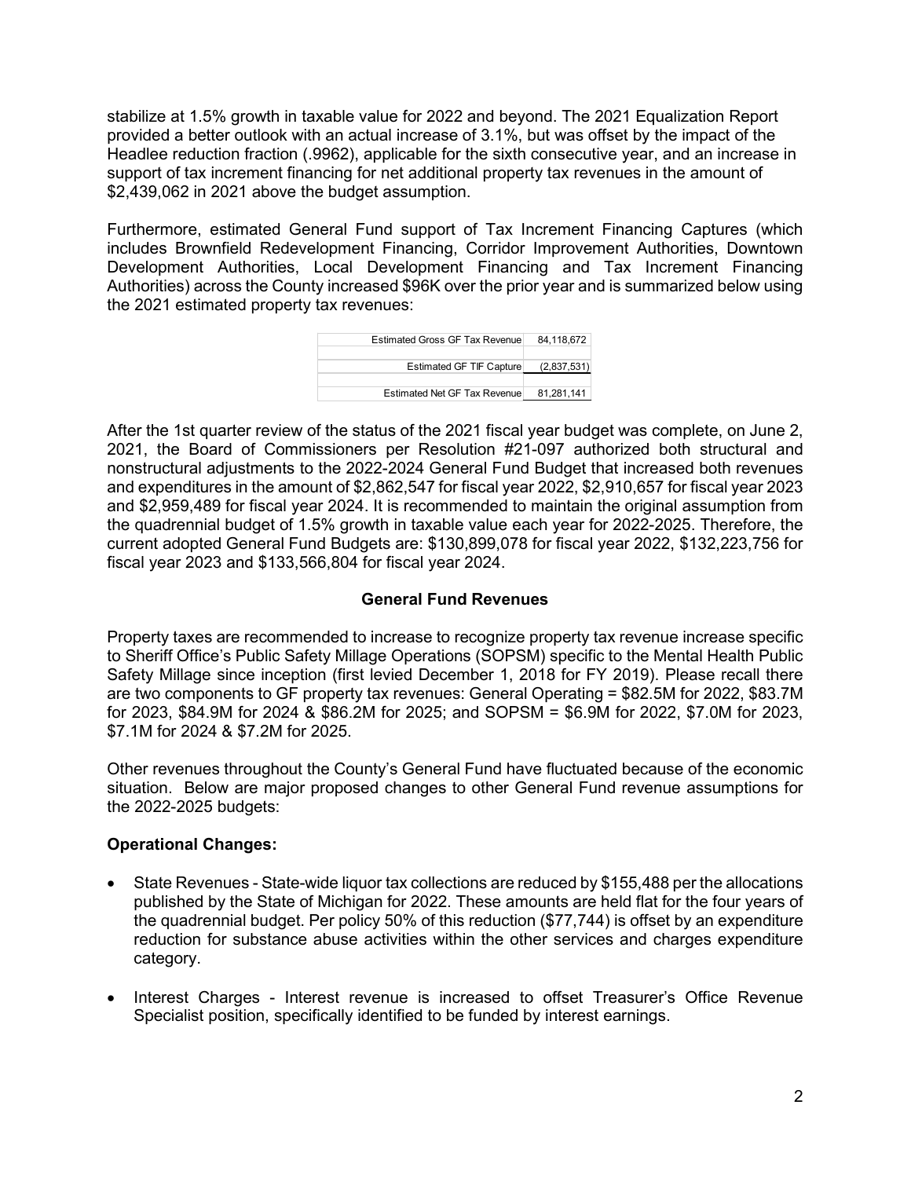stabilize at 1.5% growth in taxable value for 2022 and beyond. The 2021 Equalization Report provided a better outlook with an actual increase of 3.1%, but was offset by the impact of the Headlee reduction fraction (.9962), applicable for the sixth consecutive year, and an increase in support of tax increment financing for net additional property tax revenues in the amount of $2,439,062 in 2021 above the budget assumption.

Furthermore, estimated General Fund support of Tax Increment Financing Captures (which includes Brownfield Redevelopment Financing, Corridor Improvement Authorities, Downtown Development Authorities, Local Development Financing and Tax Increment Financing Authorities) across the County increased $96K over the prior year and is summarized below using the 2021 estimated property tax revenues:

| | |
|---|---|
| Estimated Gross GF Tax Revenue | 84,118,672 |
| Estimated GF TIF Capture | (2,837,531) |
| Estimated Net GF Tax Revenue | 81,281,141 |

After the 1st quarter review of the status of the 2021 fiscal year budget was complete, on June 2, 2021, the Board of Commissioners per Resolution #21-097 authorized both structural and nonstructural adjustments to the 2022-2024 General Fund Budget that increased both revenues and expenditures in the amount of $2,862,547 for fiscal year 2022, $2,910,657 for fiscal year 2023 and $2,959,489 for fiscal year 2024. It is recommended to maintain the original assumption from the quadrennial budget of 1.5% growth in taxable value each year for 2022-2025. Therefore, the current adopted General Fund Budgets are: $130,899,078 for fiscal year 2022, $132,223,756 for fiscal year 2023 and $133,566,804 for fiscal year 2024.

## General Fund Revenues

Property taxes are recommended to increase to recognize property tax revenue increase specific to Sheriff Office's Public Safety Millage Operations (SOPSM) specific to the Mental Health Public Safety Millage since inception (first levied December 1, 2018 for FY 2019). Please recall there are two components to GF property tax revenues: General Operating = $82.5M for 2022, $83.7M for 2023, $84.9M for 2024 & $86.2M for 2025; and SOPSM = $6.9M for 2022, $7.0M for 2023, $7.1M for 2024 & $7.2M for 2025.

Other revenues throughout the County's General Fund have fluctuated because of the economic situation. Below are major proposed changes to other General Fund revenue assumptions for the 2022-2025 budgets:

**Operational Changes:**

- State Revenues - State-wide liquor tax collections are reduced by $155,488 per the allocations published by the State of Michigan for 2022. These amounts are held flat for the four years of the quadrennial budget. Per policy 50% of this reduction ($77,744) is offset by an expenditure reduction for substance abuse activities within the other services and charges expenditure category.
- Interest Charges - Interest revenue is increased to offset Treasurer's Office Revenue Specialist position, specifically identified to be funded by interest earnings.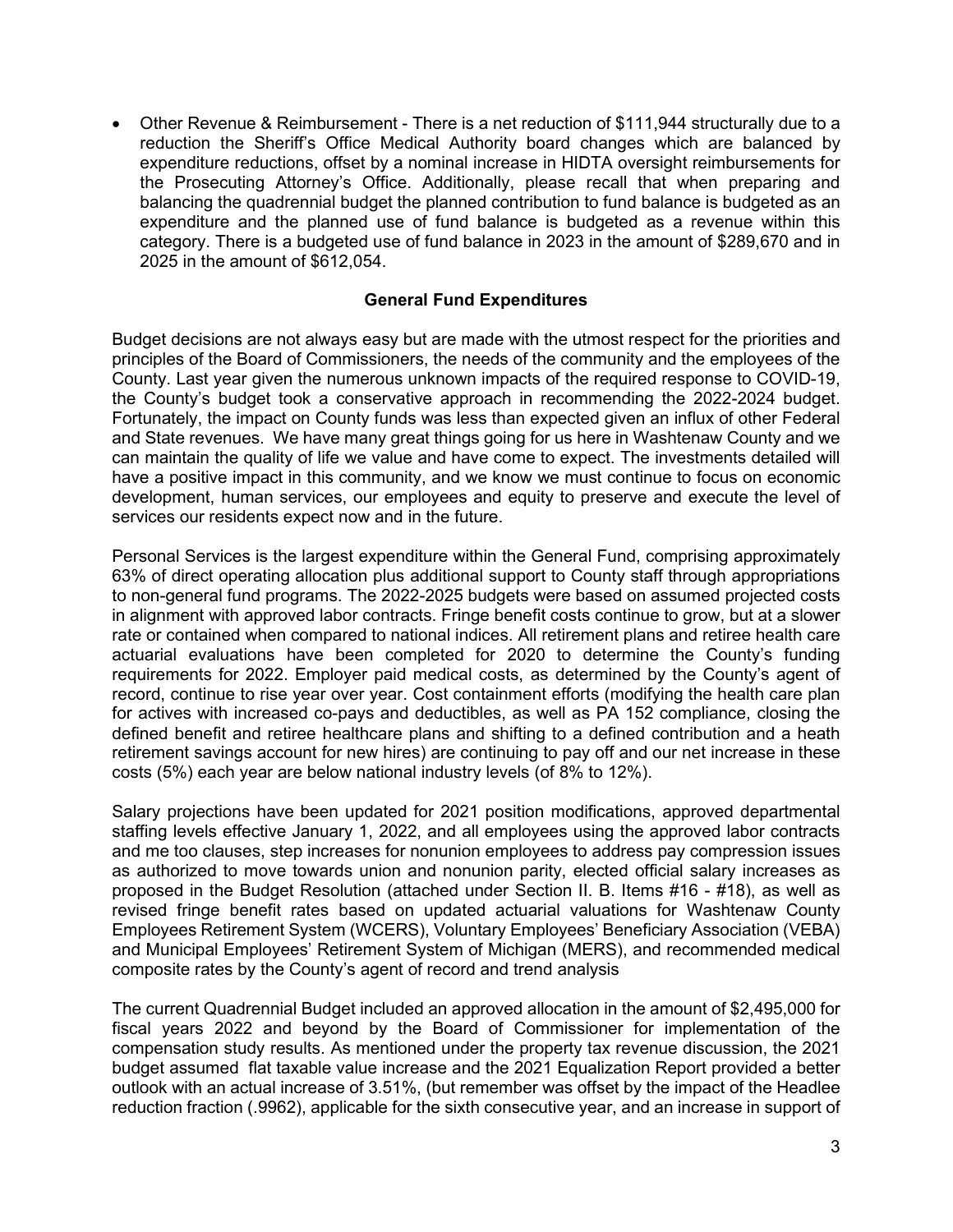- Other Revenue & Reimbursement - There is a net reduction of $111,944 structurally due to a reduction the Sheriff's Office Medical Authority board changes which are balanced by expenditure reductions, offset by a nominal increase in HIDTA oversight reimbursements for the Prosecuting Attorney's Office. Additionally, please recall that when preparing and balancing the quadrennial budget the planned contribution to fund balance is budgeted as an expenditure and the planned use of fund balance is budgeted as a revenue within this category. There is a budgeted use of fund balance in 2023 in the amount of $289,670 and in 2025 in the amount of $612,054.

## General Fund Expenditures

Budget decisions are not always easy but are made with the utmost respect for the priorities and principles of the Board of Commissioners, the needs of the community and the employees of the County. Last year given the numerous unknown impacts of the required response to COVID-19, the County's budget took a conservative approach in recommending the 2022-2024 budget. Fortunately, the impact on County funds was less than expected given an influx of other Federal and State revenues. We have many great things going for us here in Washtenaw County and we can maintain the quality of life we value and have come to expect. The investments detailed will have a positive impact in this community, and we know we must continue to focus on economic development, human services, our employees and equity to preserve and execute the level of services our residents expect now and in the future.

Personal Services is the largest expenditure within the General Fund, comprising approximately 63% of direct operating allocation plus additional support to County staff through appropriations to non-general fund programs. The 2022-2025 budgets were based on assumed projected costs in alignment with approved labor contracts. Fringe benefit costs continue to grow, but at a slower rate or contained when compared to national indices. All retirement plans and retiree health care actuarial evaluations have been completed for 2020 to determine the County's funding requirements for 2022. Employer paid medical costs, as determined by the County's agent of record, continue to rise year over year. Cost containment efforts (modifying the health care plan for actives with increased co-pays and deductibles, as well as PA 152 compliance, closing the defined benefit and retiree healthcare plans and shifting to a defined contribution and a heath retirement savings account for new hires) are continuing to pay off and our net increase in these costs (5%) each year are below national industry levels (of 8% to 12%).

Salary projections have been updated for 2021 position modifications, approved departmental staffing levels effective January 1, 2022, and all employees using the approved labor contracts and me too clauses, step increases for nonunion employees to address pay compression issues as authorized to move towards union and nonunion parity, elected official salary increases as proposed in the Budget Resolution (attached under Section II. B. Items #16 - #18), as well as revised fringe benefit rates based on updated actuarial valuations for Washtenaw County Employees Retirement System (WCERS), Voluntary Employees' Beneficiary Association (VEBA) and Municipal Employees' Retirement System of Michigan (MERS), and recommended medical composite rates by the County's agent of record and trend analysis

The current Quadrennial Budget included an approved allocation in the amount of $2,495,000 for fiscal years 2022 and beyond by the Board of Commissioner for implementation of the compensation study results. As mentioned under the property tax revenue discussion, the 2021 budget assumed flat taxable value increase and the 2021 Equalization Report provided a better outlook with an actual increase of 3.51%, (but remember was offset by the impact of the Headlee reduction fraction (.9962), applicable for the sixth consecutive year, and an increase in support of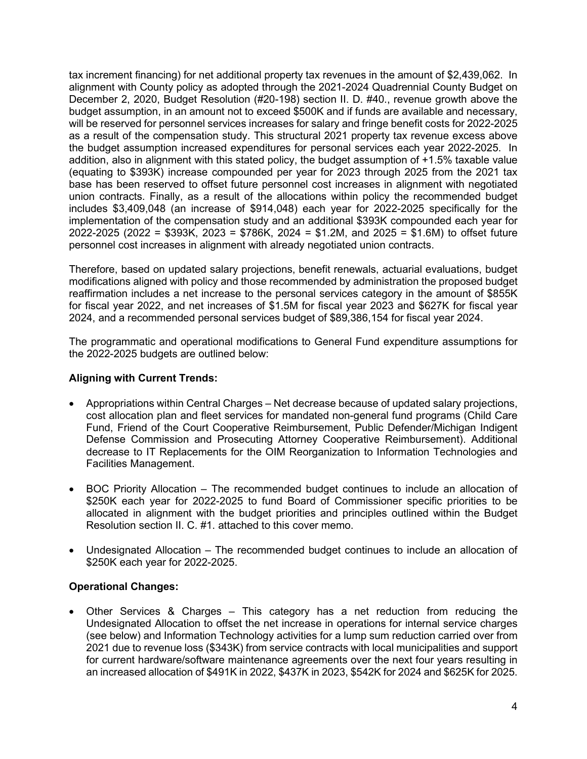tax increment financing) for net additional property tax revenues in the amount of $2,439,062. In alignment with County policy as adopted through the 2021-2024 Quadrennial County Budget on December 2, 2020, Budget Resolution (#20-198) section II. D. #40., revenue growth above the budget assumption, in an amount not to exceed $500K and if funds are available and necessary, will be reserved for personnel services increases for salary and fringe benefit costs for 2022-2025 as a result of the compensation study. This structural 2021 property tax revenue excess above the budget assumption increased expenditures for personal services each year 2022-2025. In addition, also in alignment with this stated policy, the budget assumption of +1.5% taxable value (equating to $393K) increase compounded per year for 2023 through 2025 from the 2021 tax base has been reserved to offset future personnel cost increases in alignment with negotiated union contracts. Finally, as a result of the allocations within policy the recommended budget includes $3,409,048 (an increase of $914,048) each year for 2022-2025 specifically for the implementation of the compensation study and an additional $393K compounded each year for 2022-2025 (2022 = $393K, 2023 = $786K, 2024 = $1.2M, and 2025 = $1.6M) to offset future personnel cost increases in alignment with already negotiated union contracts.

Therefore, based on updated salary projections, benefit renewals, actuarial evaluations, budget modifications aligned with policy and those recommended by administration the proposed budget reaffirmation includes a net increase to the personal services category in the amount of $855K for fiscal year 2022, and net increases of $1.5M for fiscal year 2023 and $627K for fiscal year 2024, and a recommended personal services budget of $89,386,154 for fiscal year 2024.

The programmatic and operational modifications to General Fund expenditure assumptions for the 2022-2025 budgets are outlined below:

**Aligning with Current Trends:**

- Appropriations within Central Charges – Net decrease because of updated salary projections, cost allocation plan and fleet services for mandated non-general fund programs (Child Care Fund, Friend of the Court Cooperative Reimbursement, Public Defender/Michigan Indigent Defense Commission and Prosecuting Attorney Cooperative Reimbursement). Additional decrease to IT Replacements for the OIM Reorganization to Information Technologies and Facilities Management.

- BOC Priority Allocation – The recommended budget continues to include an allocation of $250K each year for 2022-2025 to fund Board of Commissioner specific priorities to be allocated in alignment with the budget priorities and principles outlined within the Budget Resolution section II. C. #1. attached to this cover memo.

- Undesignated Allocation – The recommended budget continues to include an allocation of $250K each year for 2022-2025.

**Operational Changes:**

- Other Services & Charges – This category has a net reduction from reducing the Undesignated Allocation to offset the net increase in operations for internal service charges (see below) and Information Technology activities for a lump sum reduction carried over from 2021 due to revenue loss ($343K) from service contracts with local municipalities and support for current hardware/software maintenance agreements over the next four years resulting in an increased allocation of $491K in 2022, $437K in 2023, $542K for 2024 and $625K for 2025.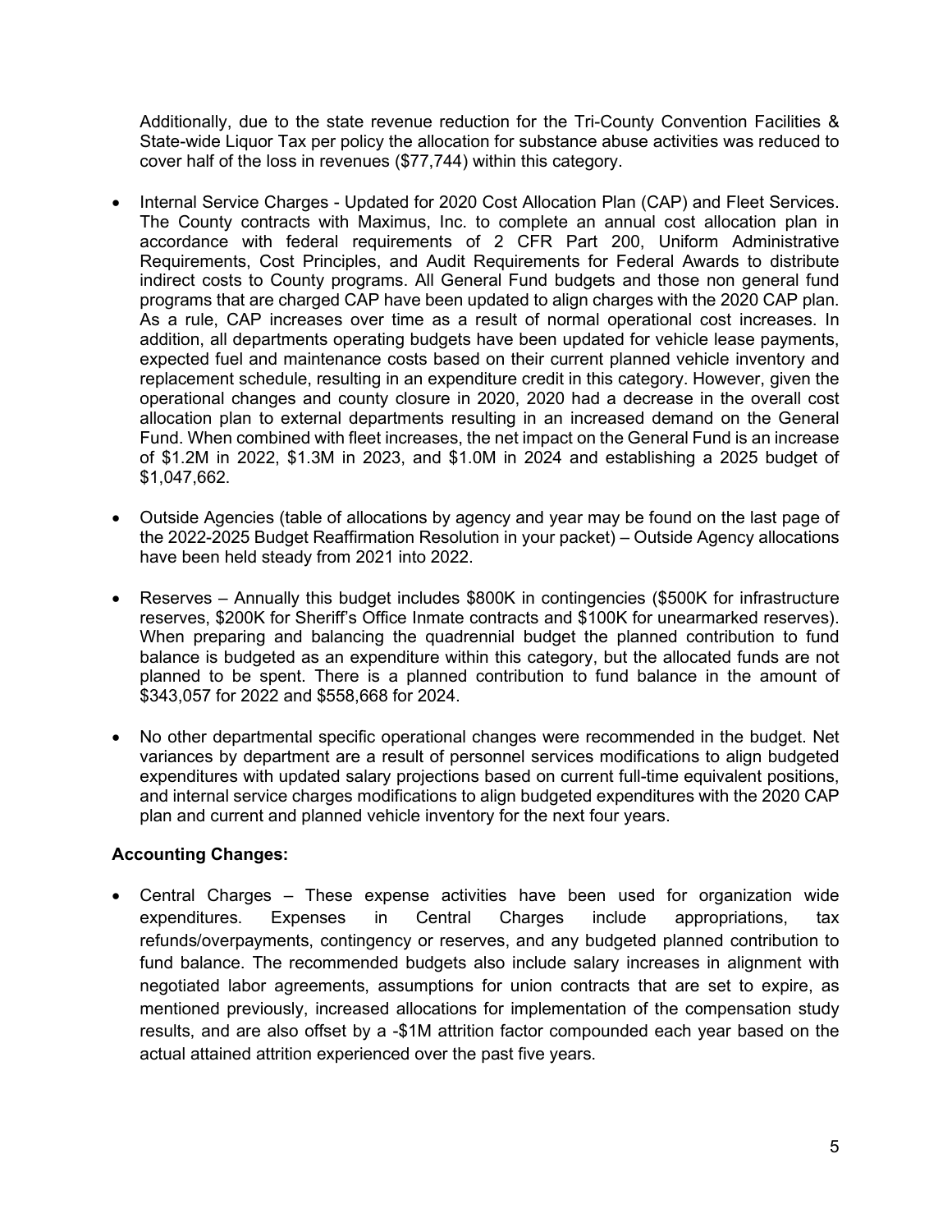Additionally, due to the state revenue reduction for the Tri-County Convention Facilities & State-wide Liquor Tax per policy the allocation for substance abuse activities was reduced to cover half of the loss in revenues ($77,744) within this category.

- Internal Service Charges - Updated for 2020 Cost Allocation Plan (CAP) and Fleet Services. The County contracts with Maximus, Inc. to complete an annual cost allocation plan in accordance with federal requirements of 2 CFR Part 200, Uniform Administrative Requirements, Cost Principles, and Audit Requirements for Federal Awards to distribute indirect costs to County programs. All General Fund budgets and those non general fund programs that are charged CAP have been updated to align charges with the 2020 CAP plan. As a rule, CAP increases over time as a result of normal operational cost increases. In addition, all departments operating budgets have been updated for vehicle lease payments, expected fuel and maintenance costs based on their current planned vehicle inventory and replacement schedule, resulting in an expenditure credit in this category. However, given the operational changes and county closure in 2020, 2020 had a decrease in the overall cost allocation plan to external departments resulting in an increased demand on the General Fund. When combined with fleet increases, the net impact on the General Fund is an increase of $1.2M in 2022, $1.3M in 2023, and $1.0M in 2024 and establishing a 2025 budget of $1,047,662.

- Outside Agencies (table of allocations by agency and year may be found on the last page of the 2022-2025 Budget Reaffirmation Resolution in your packet) – Outside Agency allocations have been held steady from 2021 into 2022.

- Reserves – Annually this budget includes $800K in contingencies ($500K for infrastructure reserves, $200K for Sheriff's Office Inmate contracts and $100K for unearmarked reserves). When preparing and balancing the quadrennial budget the planned contribution to fund balance is budgeted as an expenditure within this category, but the allocated funds are not planned to be spent. There is a planned contribution to fund balance in the amount of $343,057 for 2022 and $558,668 for 2024.

- No other departmental specific operational changes were recommended in the budget. Net variances by department are a result of personnel services modifications to align budgeted expenditures with updated salary projections based on current full-time equivalent positions, and internal service charges modifications to align budgeted expenditures with the 2020 CAP plan and current and planned vehicle inventory for the next four years.

**Accounting Changes:**

- Central Charges – These expense activities have been used for organization wide expenditures. Expenses in Central Charges include appropriations, tax refunds/overpayments, contingency or reserves, and any budgeted planned contribution to fund balance. The recommended budgets also include salary increases in alignment with negotiated labor agreements, assumptions for union contracts that are set to expire, as mentioned previously, increased allocations for implementation of the compensation study results, and are also offset by a -$1M attrition factor compounded each year based on the actual attained attrition experienced over the past five years.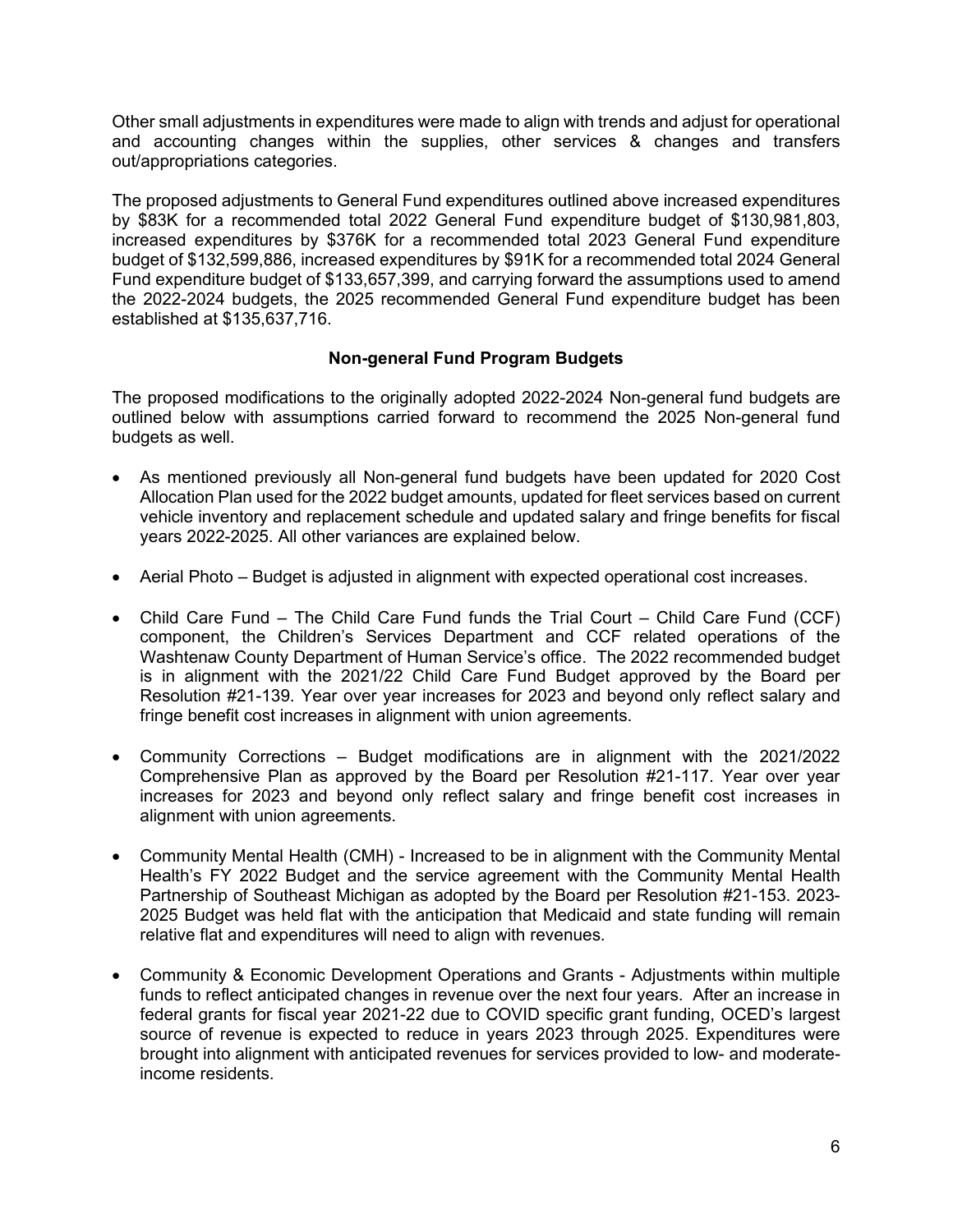Other small adjustments in expenditures were made to align with trends and adjust for operational and accounting changes within the supplies, other services & changes and transfers out/appropriations categories.

The proposed adjustments to General Fund expenditures outlined above increased expenditures by $83K for a recommended total 2022 General Fund expenditure budget of $130,981,803, increased expenditures by $376K for a recommended total 2023 General Fund expenditure budget of $132,599,886, increased expenditures by $91K for a recommended total 2024 General Fund expenditure budget of $133,657,399, and carrying forward the assumptions used to amend the 2022-2024 budgets, the 2025 recommended General Fund expenditure budget has been established at $135,637,716.

**Non-general Fund Program Budgets**

The proposed modifications to the originally adopted 2022-2024 Non-general fund budgets are outlined below with assumptions carried forward to recommend the 2025 Non-general fund budgets as well.

- As mentioned previously all Non-general fund budgets have been updated for 2020 Cost Allocation Plan used for the 2022 budget amounts, updated for fleet services based on current vehicle inventory and replacement schedule and updated salary and fringe benefits for fiscal years 2022-2025. All other variances are explained below.
- Aerial Photo – Budget is adjusted in alignment with expected operational cost increases.
- Child Care Fund – The Child Care Fund funds the Trial Court – Child Care Fund (CCF) component, the Children's Services Department and CCF related operations of the Washtenaw County Department of Human Service's office. The 2022 recommended budget is in alignment with the 2021/22 Child Care Fund Budget approved by the Board per Resolution #21-139. Year over year increases for 2023 and beyond only reflect salary and fringe benefit cost increases in alignment with union agreements.
- Community Corrections – Budget modifications are in alignment with the 2021/2022 Comprehensive Plan as approved by the Board per Resolution #21-117. Year over year increases for 2023 and beyond only reflect salary and fringe benefit cost increases in alignment with union agreements.
- Community Mental Health (CMH) - Increased to be in alignment with the Community Mental Health's FY 2022 Budget and the service agreement with the Community Mental Health Partnership of Southeast Michigan as adopted by the Board per Resolution #21-153. 2023-2025 Budget was held flat with the anticipation that Medicaid and state funding will remain relative flat and expenditures will need to align with revenues.
- Community & Economic Development Operations and Grants - Adjustments within multiple funds to reflect anticipated changes in revenue over the next four years. After an increase in federal grants for fiscal year 2021-22 due to COVID specific grant funding, OCED's largest source of revenue is expected to reduce in years 2023 through 2025. Expenditures were brought into alignment with anticipated revenues for services provided to low- and moderate-income residents.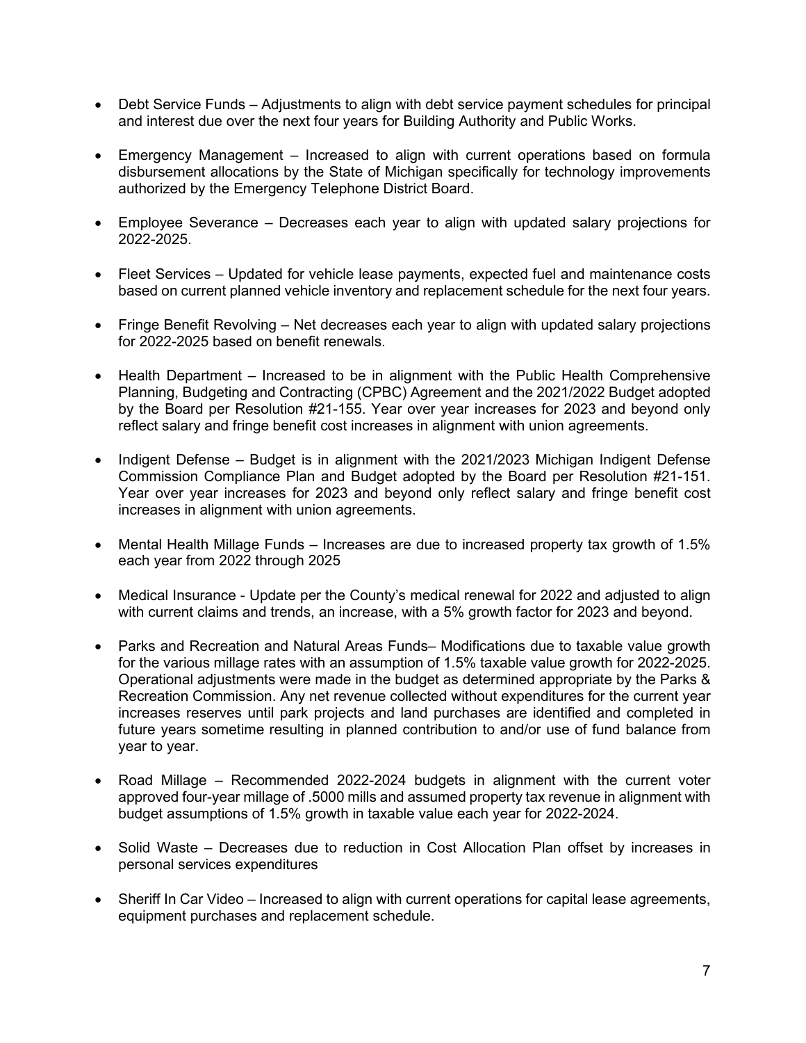- Debt Service Funds – Adjustments to align with debt service payment schedules for principal and interest due over the next four years for Building Authority and Public Works.

- Emergency Management – Increased to align with current operations based on formula disbursement allocations by the State of Michigan specifically for technology improvements authorized by the Emergency Telephone District Board.

- Employee Severance – Decreases each year to align with updated salary projections for 2022-2025.

- Fleet Services – Updated for vehicle lease payments, expected fuel and maintenance costs based on current planned vehicle inventory and replacement schedule for the next four years.

- Fringe Benefit Revolving – Net decreases each year to align with updated salary projections for 2022-2025 based on benefit renewals.

- Health Department – Increased to be in alignment with the Public Health Comprehensive Planning, Budgeting and Contracting (CPBC) Agreement and the 2021/2022 Budget adopted by the Board per Resolution #21-155. Year over year increases for 2023 and beyond only reflect salary and fringe benefit cost increases in alignment with union agreements.

- Indigent Defense – Budget is in alignment with the 2021/2023 Michigan Indigent Defense Commission Compliance Plan and Budget adopted by the Board per Resolution #21-151. Year over year increases for 2023 and beyond only reflect salary and fringe benefit cost increases in alignment with union agreements.

- Mental Health Millage Funds – Increases are due to increased property tax growth of 1.5% each year from 2022 through 2025

- Medical Insurance - Update per the County's medical renewal for 2022 and adjusted to align with current claims and trends, an increase, with a 5% growth factor for 2023 and beyond.

- Parks and Recreation and Natural Areas Funds– Modifications due to taxable value growth for the various millage rates with an assumption of 1.5% taxable value growth for 2022-2025. Operational adjustments were made in the budget as determined appropriate by the Parks & Recreation Commission. Any net revenue collected without expenditures for the current year increases reserves until park projects and land purchases are identified and completed in future years sometime resulting in planned contribution to and/or use of fund balance from year to year.

- Road Millage – Recommended 2022-2024 budgets in alignment with the current voter approved four-year millage of .5000 mills and assumed property tax revenue in alignment with budget assumptions of 1.5% growth in taxable value each year for 2022-2024.

- Solid Waste – Decreases due to reduction in Cost Allocation Plan offset by increases in personal services expenditures

- Sheriff In Car Video – Increased to align with current operations for capital lease agreements, equipment purchases and replacement schedule.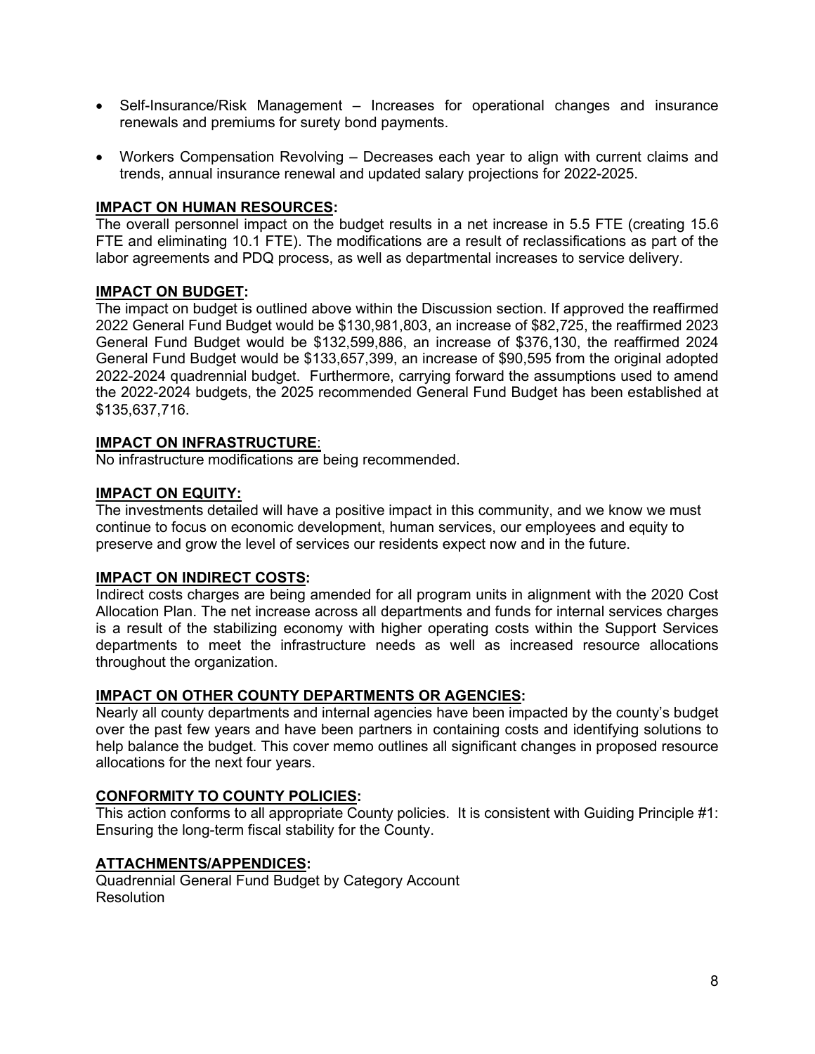- Self-Insurance/Risk Management – Increases for operational changes and insurance renewals and premiums for surety bond payments.

- Workers Compensation Revolving – Decreases each year to align with current claims and trends, annual insurance renewal and updated salary projections for 2022-2025.

## IMPACT ON HUMAN RESOURCES:

The overall personnel impact on the budget results in a net increase in 5.5 FTE (creating 15.6 FTE and eliminating 10.1 FTE). The modifications are a result of reclassifications as part of the labor agreements and PDQ process, as well as departmental increases to service delivery.

## IMPACT ON BUDGET:

The impact on budget is outlined above within the Discussion section. If approved the reaffirmed 2022 General Fund Budget would be $130,981,803, an increase of $82,725, the reaffirmed 2023 General Fund Budget would be $132,599,886, an increase of $376,130, the reaffirmed 2024 General Fund Budget would be $133,657,399, an increase of $90,595 from the original adopted 2022-2024 quadrennial budget. Furthermore, carrying forward the assumptions used to amend the 2022-2024 budgets, the 2025 recommended General Fund Budget has been established at $135,637,716.

## IMPACT ON INFRASTRUCTURE:

No infrastructure modifications are being recommended.

## IMPACT ON EQUITY:

The investments detailed will have a positive impact in this community, and we know we must continue to focus on economic development, human services, our employees and equity to preserve and grow the level of services our residents expect now and in the future.

## IMPACT ON INDIRECT COSTS:

Indirect costs charges are being amended for all program units in alignment with the 2020 Cost Allocation Plan. The net increase across all departments and funds for internal services charges is a result of the stabilizing economy with higher operating costs within the Support Services departments to meet the infrastructure needs as well as increased resource allocations throughout the organization.

## IMPACT ON OTHER COUNTY DEPARTMENTS OR AGENCIES:

Nearly all county departments and internal agencies have been impacted by the county's budget over the past few years and have been partners in containing costs and identifying solutions to help balance the budget. This cover memo outlines all significant changes in proposed resource allocations for the next four years.

## CONFORMITY TO COUNTY POLICIES:

This action conforms to all appropriate County policies. It is consistent with Guiding Principle #1: Ensuring the long-term fiscal stability for the County.

## ATTACHMENTS/APPENDICES:

Quadrennial General Fund Budget by Category Account
Resolution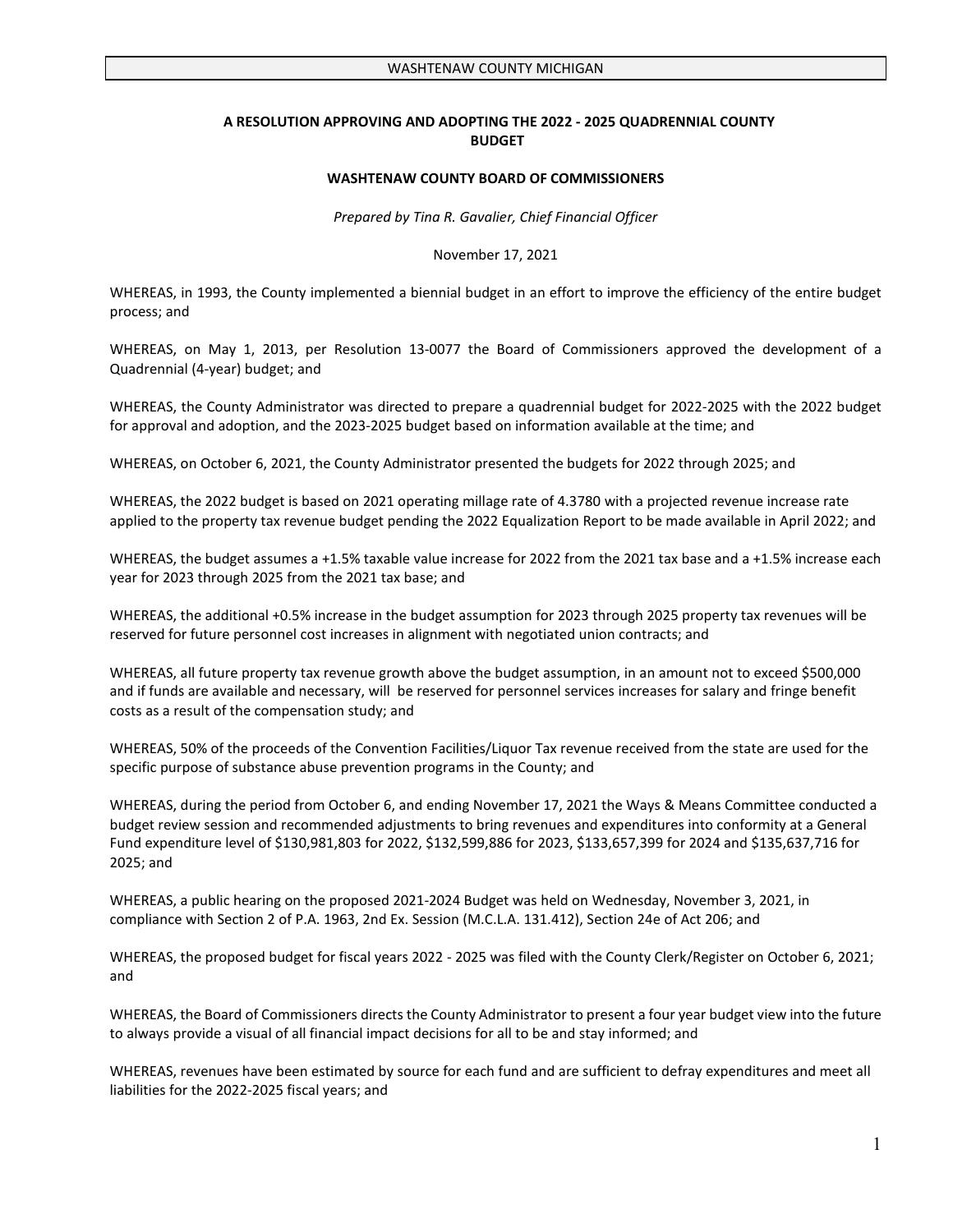WASHTENAW COUNTY MICHIGAN

**A RESOLUTION APPROVING AND ADOPTING THE 2022 - 2025 QUADRENNIAL COUNTY BUDGET**

**WASHTENAW COUNTY BOARD OF COMMISSIONERS**

*Prepared by Tina R. Gavalier, Chief Financial Officer*

November 17, 2021

WHEREAS, in 1993, the County implemented a biennial budget in an effort to improve the efficiency of the entire budget process; and

WHEREAS, on May 1, 2013, per Resolution 13-0077 the Board of Commissioners approved the development of a Quadrennial (4-year) budget; and

WHEREAS, the County Administrator was directed to prepare a quadrennial budget for 2022-2025 with the 2022 budget for approval and adoption, and the 2023-2025 budget based on information available at the time; and

WHEREAS, on October 6, 2021, the County Administrator presented the budgets for 2022 through 2025; and

WHEREAS, the 2022 budget is based on 2021 operating millage rate of 4.3780 with a projected revenue increase rate applied to the property tax revenue budget pending the 2022 Equalization Report to be made available in April 2022; and

WHEREAS, the budget assumes a +1.5% taxable value increase for 2022 from the 2021 tax base and a +1.5% increase each year for 2023 through 2025 from the 2021 tax base; and

WHEREAS, the additional +0.5% increase in the budget assumption for 2023 through 2025 property tax revenues will be reserved for future personnel cost increases in alignment with negotiated union contracts; and

WHEREAS, all future property tax revenue growth above the budget assumption, in an amount not to exceed $500,000 and if funds are available and necessary, will be reserved for personnel services increases for salary and fringe benefit costs as a result of the compensation study; and

WHEREAS, 50% of the proceeds of the Convention Facilities/Liquor Tax revenue received from the state are used for the specific purpose of substance abuse prevention programs in the County; and

WHEREAS, during the period from October 6, and ending November 17, 2021 the Ways & Means Committee conducted a budget review session and recommended adjustments to bring revenues and expenditures into conformity at a General Fund expenditure level of $130,981,803 for 2022, $132,599,886 for 2023, $133,657,399 for 2024 and $135,637,716 for 2025; and

WHEREAS, a public hearing on the proposed 2021-2024 Budget was held on Wednesday, November 3, 2021, in compliance with Section 2 of P.A. 1963, 2nd Ex. Session (M.C.L.A. 131.412), Section 24e of Act 206; and

WHEREAS, the proposed budget for fiscal years 2022 - 2025 was filed with the County Clerk/Register on October 6, 2021; and

WHEREAS, the Board of Commissioners directs the County Administrator to present a four year budget view into the future to always provide a visual of all financial impact decisions for all to be and stay informed; and

WHEREAS, revenues have been estimated by source for each fund and are sufficient to defray expenditures and meet all liabilities for the 2022-2025 fiscal years; and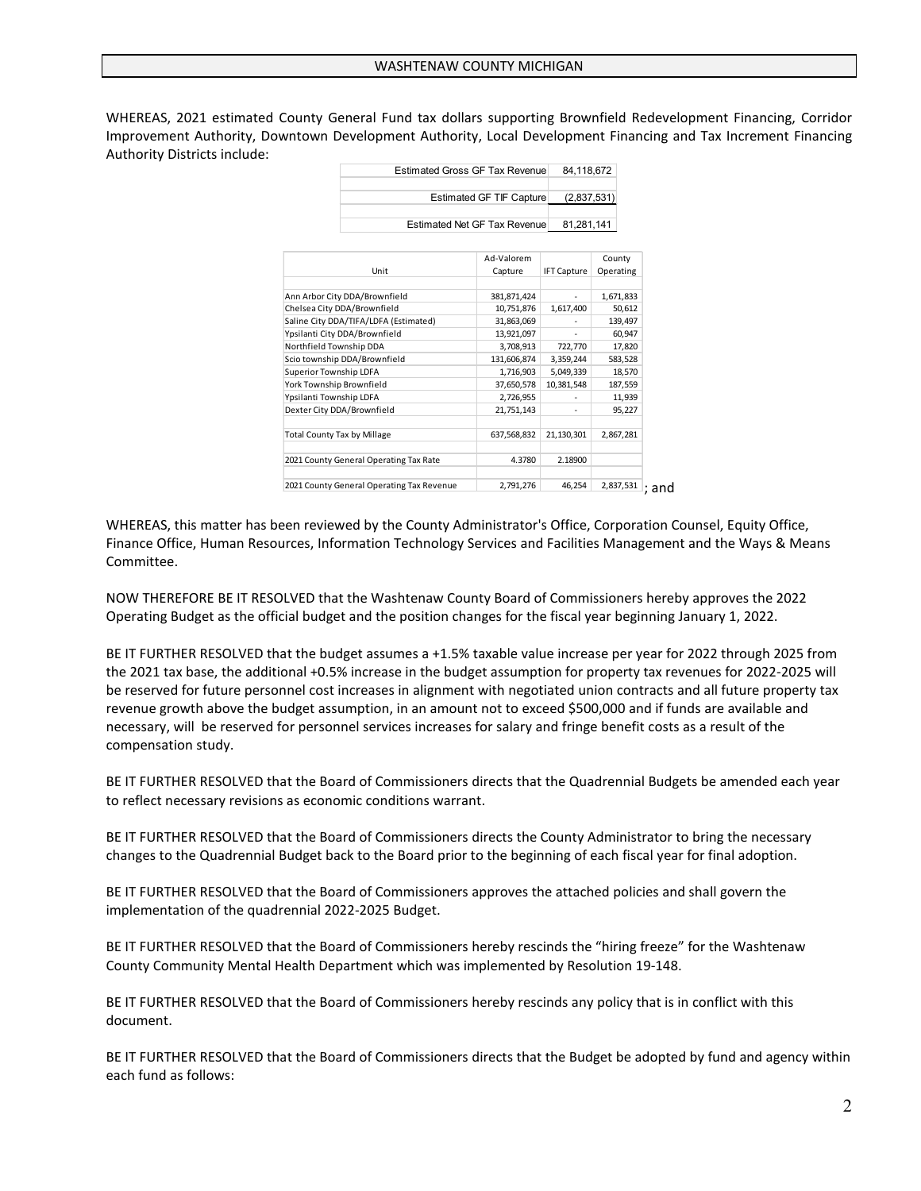WHEREAS, 2021 estimated County General Fund tax dollars supporting Brownfield Redevelopment Financing, Corridor Improvement Authority, Downtown Development Authority, Local Development Financing and Tax Increment Financing Authority Districts include:

| | |
|---|---|
| Estimated Gross GF Tax Revenue | 84,118,672 |
| Estimated GF TIF Capture | (2,837,531) |
| Estimated Net GF Tax Revenue | 81,281,141 |

| Unit | Ad-Valorem Capture | IFT Capture | County Operating |
|---|---|---|---|
| Ann Arbor City DDA/Brownfield | 381,871,424 | - | 1,671,833 |
| Chelsea City DDA/Brownfield | 10,751,876 | 1,617,400 | 50,612 |
| Saline City DDA/TIFA/LDFA (Estimated) | 31,863,069 | - | 139,497 |
| Ypsilanti City DDA/Brownfield | 13,921,097 | - | 60,947 |
| Northfield Township DDA | 3,708,913 | 722,770 | 17,820 |
| Scio township DDA/Brownfield | 131,606,874 | 3,359,244 | 583,528 |
| Superior Township LDFA | 1,716,903 | 5,049,339 | 18,570 |
| York Township Brownfield | 37,650,578 | 10,381,548 | 187,559 |
| Ypsilanti Township LDFA | 2,726,955 | - | 11,939 |
| Dexter City DDA/Brownfield | 21,751,143 | - | 95,227 |
| Total County Tax by Millage | 637,568,832 | 21,130,301 | 2,867,281 |
| 2021 County General Operating Tax Rate | 4.3780 | 2.18900 | |
| 2021 County General Operating Tax Revenue | 2,791,276 | 46,254 | 2,837,531 |

; and

WHEREAS, this matter has been reviewed by the County Administrator's Office, Corporation Counsel, Equity Office, Finance Office, Human Resources, Information Technology Services and Facilities Management and the Ways & Means Committee.

NOW THEREFORE BE IT RESOLVED that the Washtenaw County Board of Commissioners hereby approves the 2022 Operating Budget as the official budget and the position changes for the fiscal year beginning January 1, 2022.

BE IT FURTHER RESOLVED that the budget assumes a +1.5% taxable value increase per year for 2022 through 2025 from the 2021 tax base, the additional +0.5% increase in the budget assumption for property tax revenues for 2022-2025 will be reserved for future personnel cost increases in alignment with negotiated union contracts and all future property tax revenue growth above the budget assumption, in an amount not to exceed $500,000 and if funds are available and necessary, will be reserved for personnel services increases for salary and fringe benefit costs as a result of the compensation study.

BE IT FURTHER RESOLVED that the Board of Commissioners directs that the Quadrennial Budgets be amended each year to reflect necessary revisions as economic conditions warrant.

BE IT FURTHER RESOLVED that the Board of Commissioners directs the County Administrator to bring the necessary changes to the Quadrennial Budget back to the Board prior to the beginning of each fiscal year for final adoption.

BE IT FURTHER RESOLVED that the Board of Commissioners approves the attached policies and shall govern the implementation of the quadrennial 2022-2025 Budget.

BE IT FURTHER RESOLVED that the Board of Commissioners hereby rescinds the "hiring freeze" for the Washtenaw County Community Mental Health Department which was implemented by Resolution 19-148.

BE IT FURTHER RESOLVED that the Board of Commissioners hereby rescinds any policy that is in conflict with this document.

BE IT FURTHER RESOLVED that the Board of Commissioners directs that the Budget be adopted by fund and agency within each fund as follows: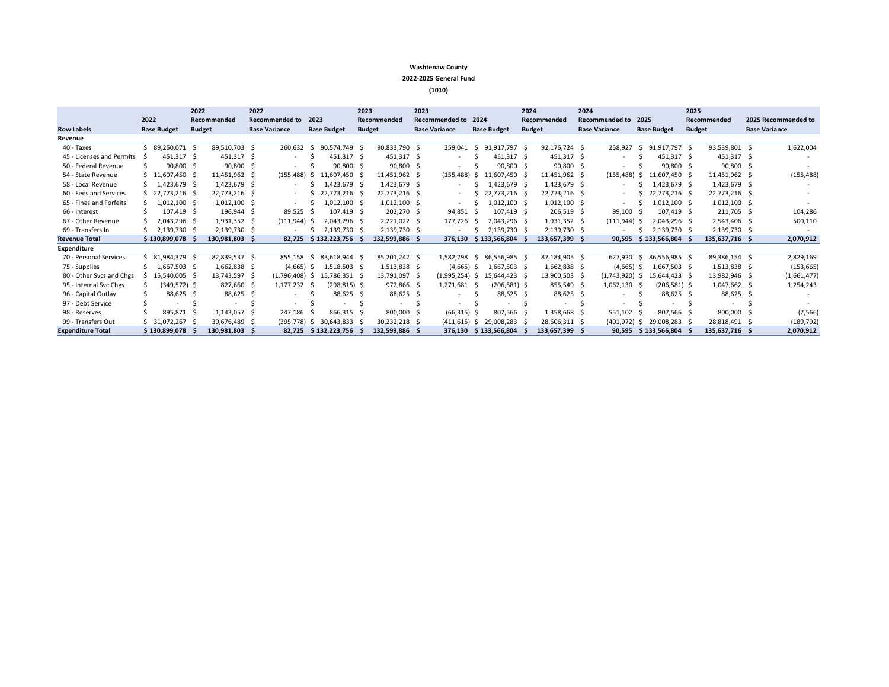**Washtenaw County**

**2022-2025 General Fund**

**(1010)**

| Row Labels | 2022 Base Budget | 2022 Recommended Budget | 2022 Recommended to Base Variance | 2023 Base Budget | 2023 Recommended Budget | 2023 Recommended to Base Variance | 2024 Base Budget | 2024 Recommended Budget | 2024 Recommended to Base Variance | 2025 Base Budget | 2025 Recommended Budget | 2025 Recommended to Base Variance |
|---|---|---|---|---|---|---|---|---|---|---|---|---|
| **Revenue** | | | | | | | | | | | | |
| 40 - Taxes | $ 89,250,071 | $ 89,510,703 | $ 260,632 | $ 90,574,749 | $ 90,833,790 | $ 259,041 | $ 91,917,797 | $ 92,176,724 | $ 258,927 | $ 91,917,797 | $ 93,539,801 | $ 1,622,004 |
| 45 - Licenses and Permits | $ 451,317 | $ 451,317 | $ - | $ 451,317 | $ 451,317 | $ - | $ 451,317 | $ 451,317 | $ - | $ 451,317 | $ 451,317 | $ - |
| 50 - Federal Revenue | $ 90,800 | $ 90,800 | $ - | $ 90,800 | $ 90,800 | $ - | $ 90,800 | $ 90,800 | $ - | $ 90,800 | $ 90,800 | $ - |
| 54 - State Revenue | $ 11,607,450 | $ 11,451,962 | $ (155,488) | $ 11,607,450 | $ 11,451,962 | $ (155,488) | $ 11,607,450 | $ 11,451,962 | $ (155,488) | $ 11,607,450 | $ 11,451,962 | $ (155,488) |
| 58 - Local Revenue | $ 1,423,679 | $ 1,423,679 | $ - | $ 1,423,679 | $ 1,423,679 | $ - | $ 1,423,679 | $ 1,423,679 | $ - | $ 1,423,679 | $ 1,423,679 | $ - |
| 60 - Fees and Services | $ 22,773,216 | $ 22,773,216 | $ - | $ 22,773,216 | $ 22,773,216 | $ - | $ 22,773,216 | $ 22,773,216 | $ - | $ 22,773,216 | $ 22,773,216 | $ - |
| 65 - Fines and Forfeits | $ 1,012,100 | $ 1,012,100 | $ - | $ 1,012,100 | $ 1,012,100 | $ - | $ 1,012,100 | $ 1,012,100 | $ - | $ 1,012,100 | $ 1,012,100 | $ - |
| 66 - Interest | $ 107,419 | $ 196,944 | $ 89,525 | $ 107,419 | $ 202,270 | $ 94,851 | $ 107,419 | $ 206,519 | $ 99,100 | $ 107,419 | $ 211,705 | $ 104,286 |
| 67 - Other Revenue | $ 2,043,296 | $ 1,931,352 | $ (111,944) | $ 2,043,296 | $ 2,221,022 | $ 177,726 | $ 2,043,296 | $ 1,931,352 | $ (111,944) | $ 2,043,296 | $ 2,543,406 | $ 500,110 |
| 69 - Transfers In | $ 2,139,730 | $ 2,139,730 | $ - | $ 2,139,730 | $ 2,139,730 | $ - | $ 2,139,730 | $ 2,139,730 | $ - | $ 2,139,730 | $ 2,139,730 | $ - |
| **Revenue Total** | **$ 130,899,078** | **$ 130,981,803** | **$ 82,725** | **$ 132,223,756** | **$ 132,599,886** | **$ 376,130** | **$ 133,566,804** | **$ 133,657,399** | **$ 90,595** | **$ 133,566,804** | **$ 135,637,716** | **$ 2,070,912** |
| **Expenditure** | | | | | | | | | | | | |
| 70 - Personal Services | $ 81,984,379 | $ 82,839,537 | $ 855,158 | $ 83,618,944 | $ 85,201,242 | $ 1,582,298 | $ 86,556,985 | $ 87,184,905 | $ 627,920 | $ 86,556,985 | $ 89,386,154 | $ 2,829,169 |
| 75 - Supplies | $ 1,667,503 | $ 1,662,838 | $ (4,665) | $ 1,518,503 | $ 1,513,838 | $ (4,665) | $ 1,667,503 | $ 1,662,838 | $ (4,665) | $ 1,667,503 | $ 1,513,838 | $ (153,665) |
| 80 - Other Svcs and Chgs | $ 15,540,005 | $ 13,743,597 | $ (1,796,408) | $ 15,786,351 | $ 13,791,097 | $ (1,995,254) | $ 15,644,423 | $ 13,900,503 | $ (1,743,920) | $ 15,644,423 | $ 13,982,946 | $ (1,661,477) |
| 95 - Internal Svc Chgs | $ (349,572) | $ 827,660 | $ 1,177,232 | $ (298,815) | $ 972,866 | $ 1,271,681 | $ (206,581) | $ 855,549 | $ 1,062,130 | $ (206,581) | $ 1,047,662 | $ 1,254,243 |
| 96 - Capital Outlay | $ 88,625 | $ 88,625 | $ - | $ 88,625 | $ 88,625 | $ - | $ 88,625 | $ 88,625 | $ - | $ 88,625 | $ 88,625 | $ - |
| 97 - Debt Service | $ - | $ - | $ - | $ - | $ - | $ - | $ - | $ - | $ - | $ - | $ - | $ - |
| 98 - Reserves | $ 895,871 | $ 1,143,057 | $ 247,186 | $ 866,315 | $ 800,000 | $ (66,315) | $ 807,566 | $ 1,358,668 | $ 551,102 | $ 807,566 | $ 800,000 | $ (7,566) |
| 99 - Transfers Out | $ 31,072,267 | $ 30,676,489 | $ (395,778) | $ 30,643,833 | $ 30,232,218 | $ (411,615) | $ 29,008,283 | $ 28,606,311 | $ (401,972) | $ 29,008,283 | $ 28,818,491 | $ (189,792) |
| **Expenditure Total** | **$ 130,899,078** | **$ 130,981,803** | **$ 82,725** | **$ 132,223,756** | **$ 132,599,886** | **$ 376,130** | **$ 133,566,804** | **$ 133,657,399** | **$ 90,595** | **$ 133,566,804** | **$ 135,637,716** | **$ 2,070,912** |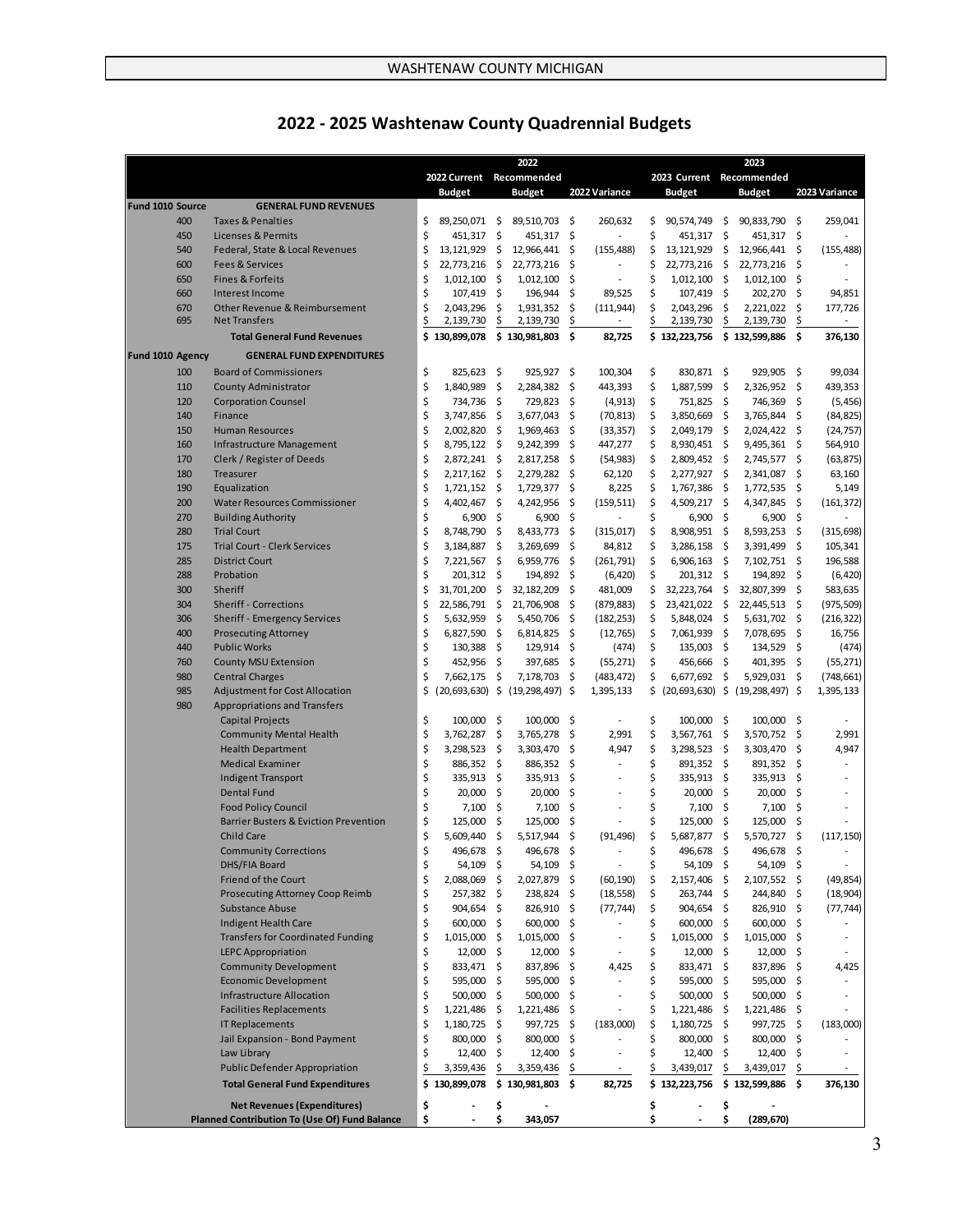WASHTENAW COUNTY MICHIGAN

## 2022 - 2025 Washtenaw County Quadrennial Budgets

| | | 2022 Current Budget | 2022 Recommended Budget | 2022 Variance | 2023 Current Budget | 2023 Recommended Budget | 2023 Variance |
|---|---|---|---|---|---|---|---|
| **Fund 1010 Source** | **GENERAL FUND REVENUES** | | | | | | |
| 400 | Taxes & Penalties | $ 89,250,071 | $ 89,510,703 | $ 260,632 | $ 90,574,749 | $ 90,833,790 | $ 259,041 |
| 450 | Licenses & Permits | $ 451,317 | $ 451,317 | $ - | $ 451,317 | $ 451,317 | $ - |
| 540 | Federal, State & Local Revenues | $ 13,121,929 | $ 12,966,441 | $ (155,488) | $ 13,121,929 | $ 12,966,441 | $ (155,488) |
| 600 | Fees & Services | $ 22,773,216 | $ 22,773,216 | $ - | $ 22,773,216 | $ 22,773,216 | $ - |
| 650 | Fines & Forfeits | $ 1,012,100 | $ 1,012,100 | $ - | $ 1,012,100 | $ 1,012,100 | $ - |
| 660 | Interest Income | $ 107,419 | $ 196,944 | $ 89,525 | $ 107,419 | $ 202,270 | $ 94,851 |
| 670 | Other Revenue & Reimbursement | $ 2,043,296 | $ 1,931,352 | $ (111,944) | $ 2,043,296 | $ 2,221,022 | $ 177,726 |
| 695 | Net Transfers | $ 2,139,730 | $ 2,139,730 | $ - | $ 2,139,730 | $ 2,139,730 | $ - |
| | **Total General Fund Revenues** | **$ 130,899,078** | **$ 130,981,803** | **$ 82,725** | **$ 132,223,756** | **$ 132,599,886** | **$ 376,130** |
| **Fund 1010 Agency** | **GENERAL FUND EXPENDITURES** | | | | | | |
| 100 | Board of Commissioners | $ 825,623 | $ 925,927 | $ 100,304 | $ 830,871 | $ 929,905 | $ 99,034 |
| 110 | County Administrator | $ 1,840,989 | $ 2,284,382 | $ 443,393 | $ 1,887,599 | $ 2,326,952 | $ 439,353 |
| 120 | Corporation Counsel | $ 734,736 | $ 729,823 | $ (4,913) | $ 751,825 | $ 746,369 | $ (5,456) |
| 140 | Finance | $ 3,747,856 | $ 3,677,043 | $ (70,813) | $ 3,850,669 | $ 3,765,844 | $ (84,825) |
| 150 | Human Resources | $ 2,002,820 | $ 1,969,463 | $ (33,357) | $ 2,049,179 | $ 2,024,422 | $ (24,757) |
| 160 | Infrastructure Management | $ 8,795,122 | $ 9,242,399 | $ 447,277 | $ 8,930,451 | $ 9,495,361 | $ 564,910 |
| 170 | Clerk / Register of Deeds | $ 2,872,241 | $ 2,817,258 | $ (54,983) | $ 2,809,452 | $ 2,745,577 | $ (63,875) |
| 180 | Treasurer | $ 2,217,162 | $ 2,279,282 | $ 62,120 | $ 2,277,927 | $ 2,341,087 | $ 63,160 |
| 190 | Equalization | $ 1,721,152 | $ 1,729,377 | $ 8,225 | $ 1,767,386 | $ 1,772,535 | $ 5,149 |
| 200 | Water Resources Commissioner | $ 4,402,467 | $ 4,242,956 | $ (159,511) | $ 4,509,217 | $ 4,347,845 | $ (161,372) |
| 270 | Building Authority | $ 6,900 | $ 6,900 | $ - | $ 6,900 | $ 6,900 | $ - |
| 280 | Trial Court | $ 8,748,790 | $ 8,433,773 | $ (315,017) | $ 8,908,951 | $ 8,593,253 | $ (315,698) |
| 175 | Trial Court - Clerk Services | $ 3,184,887 | $ 3,269,699 | $ 84,812 | $ 3,286,158 | $ 3,391,499 | $ 105,341 |
| 285 | District Court | $ 7,221,567 | $ 6,959,776 | $ (261,791) | $ 6,906,163 | $ 7,102,751 | $ 196,588 |
| 288 | Probation | $ 201,312 | $ 194,892 | $ (6,420) | $ 201,312 | $ 194,892 | $ (6,420) |
| 300 | Sheriff | $ 31,701,200 | $ 32,182,209 | $ 481,009 | $ 32,223,764 | $ 32,807,399 | $ 583,635 |
| 304 | Sheriff - Corrections | $ 22,586,791 | $ 21,706,908 | $ (879,883) | $ 23,421,022 | $ 22,445,513 | $ (975,509) |
| 306 | Sheriff - Emergency Services | $ 5,632,959 | $ 5,450,706 | $ (182,253) | $ 5,848,024 | $ 5,631,702 | $ (216,322) |
| 400 | Prosecuting Attorney | $ 6,827,590 | $ 6,814,825 | $ (12,765) | $ 7,061,939 | $ 7,078,695 | $ 16,756 |
| 440 | Public Works | $ 130,388 | $ 129,914 | $ (474) | $ 135,003 | $ 134,529 | $ (474) |
| 760 | County MSU Extension | $ 452,956 | $ 397,685 | $ (55,271) | $ 456,666 | $ 401,395 | $ (55,271) |
| 980 | Central Charges | $ 7,662,175 | $ 7,178,703 | $ (483,472) | $ 6,677,692 | $ 5,929,031 | $ (748,661) |
| 985 | Adjustment for Cost Allocation | $ (20,693,630) | $ (19,298,497) | $ 1,395,133 | $ (20,693,630) | $ (19,298,497) | $ 1,395,133 |
| 980 | Appropriations and Transfers | | | | | | |
| | Capital Projects | $ 100,000 | $ 100,000 | $ - | $ 100,000 | $ 100,000 | $ - |
| | Community Mental Health | $ 3,762,287 | $ 3,765,278 | $ 2,991 | $ 3,567,761 | $ 3,570,752 | $ 2,991 |
| | Health Department | $ 3,298,523 | $ 3,303,470 | $ 4,947 | $ 3,298,523 | $ 3,303,470 | $ 4,947 |
| | Medical Examiner | $ 886,352 | $ 886,352 | $ - | $ 891,352 | $ 891,352 | $ - |
| | Indigent Transport | $ 335,913 | $ 335,913 | $ - | $ 335,913 | $ 335,913 | $ - |
| | Dental Fund | $ 20,000 | $ 20,000 | $ - | $ 20,000 | $ 20,000 | $ - |
| | Food Policy Council | $ 7,100 | $ 7,100 | $ - | $ 7,100 | $ 7,100 | $ - |
| | Barrier Busters & Eviction Prevention | $ 125,000 | $ 125,000 | $ - | $ 125,000 | $ 125,000 | $ - |
| | Child Care | $ 5,609,440 | $ 5,517,944 | $ (91,496) | $ 5,687,877 | $ 5,570,727 | $ (117,150) |
| | Community Corrections | $ 496,678 | $ 496,678 | $ - | $ 496,678 | $ 496,678 | $ - |
| | DHS/FIA Board | $ 54,109 | $ 54,109 | $ - | $ 54,109 | $ 54,109 | $ - |
| | Friend of the Court | $ 2,088,069 | $ 2,027,879 | $ (60,190) | $ 2,157,406 | $ 2,107,552 | $ (49,854) |
| | Prosecuting Attorney Coop Reimb | $ 257,382 | $ 238,824 | $ (18,558) | $ 263,744 | $ 244,840 | $ (18,904) |
| | Substance Abuse | $ 904,654 | $ 826,910 | $ (77,744) | $ 904,654 | $ 826,910 | $ (77,744) |
| | Indigent Health Care | $ 600,000 | $ 600,000 | $ - | $ 600,000 | $ 600,000 | $ - |
| | Transfers for Coordinated Funding | $ 1,015,000 | $ 1,015,000 | $ - | $ 1,015,000 | $ 1,015,000 | $ - |
| | LEPC Appropriation | $ 12,000 | $ 12,000 | $ - | $ 12,000 | $ 12,000 | $ - |
| | Community Development | $ 833,471 | $ 837,896 | $ 4,425 | $ 833,471 | $ 837,896 | $ 4,425 |
| | Economic Development | $ 595,000 | $ 595,000 | $ - | $ 595,000 | $ 595,000 | $ - |
| | Infrastructure Allocation | $ 500,000 | $ 500,000 | $ - | $ 500,000 | $ 500,000 | $ - |
| | Facilities Replacements | $ 1,221,486 | $ 1,221,486 | $ - | $ 1,221,486 | $ 1,221,486 | $ - |
| | IT Replacements | $ 1,180,725 | $ 997,725 | $ (183,000) | $ 1,180,725 | $ 997,725 | $ (183,000) |
| | Jail Expansion - Bond Payment | $ 800,000 | $ 800,000 | $ - | $ 800,000 | $ 800,000 | $ - |
| | Law Library | $ 12,400 | $ 12,400 | $ - | $ 12,400 | $ 12,400 | $ - |
| | Public Defender Appropriation | $ 3,359,436 | $ 3,359,436 | $ - | $ 3,439,017 | $ 3,439,017 | $ - |
| | **Total General Fund Expenditures** | **$ 130,899,078** | **$ 130,981,803** | **$ 82,725** | **$ 132,223,756** | **$ 132,599,886** | **$ 376,130** |
| | **Net Revenues (Expenditures)** | **$ -** | **$ -** | | **$ -** | **$ -** | |
| | **Planned Contribution To (Use Of) Fund Balance** | **$ -** | **$ 343,057** | | **$ -** | **$ (289,670)** | |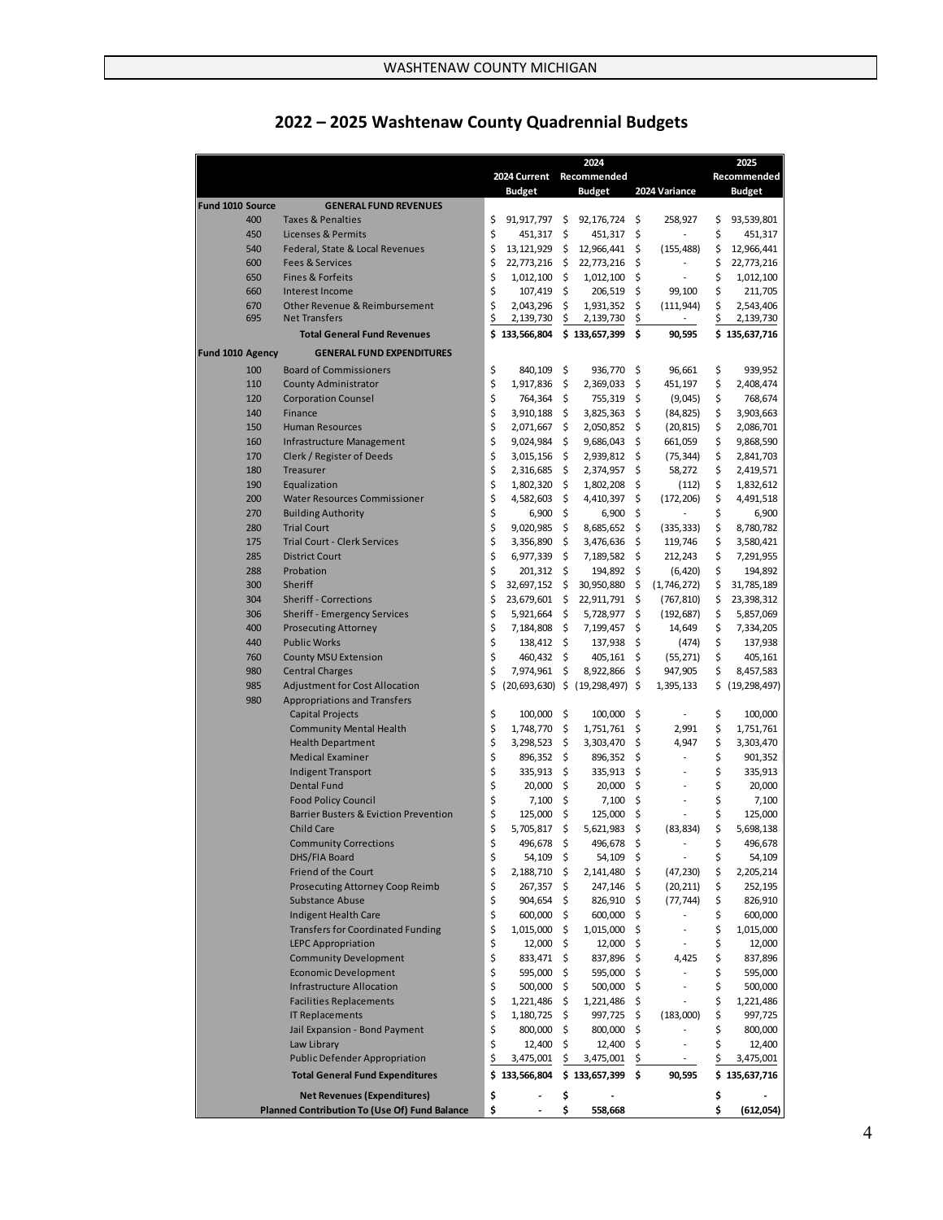# 2022 – 2025 Washtenaw County Quadrennial Budgets

| | | 2024 Current Budget | 2024 Recommended Budget | 2024 Variance | 2025 Recommended Budget |
|---|---|---|---|---|---|
| **Fund 1010 Source** | **GENERAL FUND REVENUES** | | | | |
| 400 | Taxes & Penalties | $ 91,917,797 | $ 92,176,724 | $ 258,927 | $ 93,539,801 |
| 450 | Licenses & Permits | $ 451,317 | $ 451,317 | $ - | $ 451,317 |
| 540 | Federal, State & Local Revenues | $ 13,121,929 | $ 12,966,441 | $ (155,488) | $ 12,966,441 |
| 600 | Fees & Services | $ 22,773,216 | $ 22,773,216 | $ - | $ 22,773,216 |
| 650 | Fines & Forfeits | $ 1,012,100 | $ 1,012,100 | $ - | $ 1,012,100 |
| 660 | Interest Income | $ 107,419 | $ 206,519 | $ 99,100 | $ 211,705 |
| 670 | Other Revenue & Reimbursement | $ 2,043,296 | $ 1,931,352 | $ (111,944) | $ 2,543,406 |
| 695 | Net Transfers | $ 2,139,730 | $ 2,139,730 | $ - | $ 2,139,730 |
| | **Total General Fund Revenues** | **$ 133,566,804** | **$ 133,657,399** | **$ 90,595** | **$ 135,637,716** |
| **Fund 1010 Agency** | **GENERAL FUND EXPENDITURES** | | | | |
| 100 | Board of Commissioners | $ 840,109 | $ 936,770 | $ 96,661 | $ 939,952 |
| 110 | County Administrator | $ 1,917,836 | $ 2,369,033 | $ 451,197 | $ 2,408,474 |
| 120 | Corporation Counsel | $ 764,364 | $ 755,319 | $ (9,045) | $ 768,674 |
| 140 | Finance | $ 3,910,188 | $ 3,825,363 | $ (84,825) | $ 3,903,663 |
| 150 | Human Resources | $ 2,071,667 | $ 2,050,852 | $ (20,815) | $ 2,086,701 |
| 160 | Infrastructure Management | $ 9,024,984 | $ 9,686,043 | $ 661,059 | $ 9,868,590 |
| 170 | Clerk / Register of Deeds | $ 3,015,156 | $ 2,939,812 | $ (75,344) | $ 2,841,703 |
| 180 | Treasurer | $ 2,316,685 | $ 2,374,957 | $ 58,272 | $ 2,419,571 |
| 190 | Equalization | $ 1,802,320 | $ 1,802,208 | $ (112) | $ 1,832,612 |
| 200 | Water Resources Commissioner | $ 4,582,603 | $ 4,410,397 | $ (172,206) | $ 4,491,518 |
| 270 | Building Authority | $ 6,900 | $ 6,900 | $ - | $ 6,900 |
| 280 | Trial Court | $ 9,020,985 | $ 8,685,652 | $ (335,333) | $ 8,780,782 |
| 175 | Trial Court - Clerk Services | $ 3,356,890 | $ 3,476,636 | $ 119,746 | $ 3,580,421 |
| 285 | District Court | $ 6,977,339 | $ 7,189,582 | $ 212,243 | $ 7,291,955 |
| 288 | Probation | $ 201,312 | $ 194,892 | $ (6,420) | $ 194,892 |
| 300 | Sheriff | $ 32,697,152 | $ 30,950,880 | $ (1,746,272) | $ 31,785,189 |
| 304 | Sheriff - Corrections | $ 23,679,601 | $ 22,911,791 | $ (767,810) | $ 23,398,312 |
| 306 | Sheriff - Emergency Services | $ 5,921,664 | $ 5,728,977 | $ (192,687) | $ 5,857,069 |
| 400 | Prosecuting Attorney | $ 7,184,808 | $ 7,199,457 | $ 14,649 | $ 7,334,205 |
| 440 | Public Works | $ 138,412 | $ 137,938 | $ (474) | $ 137,938 |
| 760 | County MSU Extension | $ 460,432 | $ 405,161 | $ (55,271) | $ 405,161 |
| 980 | Central Charges | $ 7,974,961 | $ 8,922,866 | $ 947,905 | $ 8,457,583 |
| 985 | Adjustment for Cost Allocation | $ (20,693,630) | $ (19,298,497) | $ 1,395,133 | $ (19,298,497) |
| 980 | Appropriations and Transfers | | | | |
| | Capital Projects | $ 100,000 | $ 100,000 | $ - | $ 100,000 |
| | Community Mental Health | $ 1,748,770 | $ 1,751,761 | $ 2,991 | $ 1,751,761 |
| | Health Department | $ 3,298,523 | $ 3,303,470 | $ 4,947 | $ 3,303,470 |
| | Medical Examiner | $ 896,352 | $ 896,352 | $ - | $ 901,352 |
| | Indigent Transport | $ 335,913 | $ 335,913 | $ - | $ 335,913 |
| | Dental Fund | $ 20,000 | $ 20,000 | $ - | $ 20,000 |
| | Food Policy Council | $ 7,100 | $ 7,100 | $ - | $ 7,100 |
| | Barrier Busters & Eviction Prevention | $ 125,000 | $ 125,000 | $ - | $ 125,000 |
| | Child Care | $ 5,705,817 | $ 5,621,983 | $ (83,834) | $ 5,698,138 |
| | Community Corrections | $ 496,678 | $ 496,678 | $ - | $ 496,678 |
| | DHS/FIA Board | $ 54,109 | $ 54,109 | $ - | $ 54,109 |
| | Friend of the Court | $ 2,188,710 | $ 2,141,480 | $ (47,230) | $ 2,205,214 |
| | Prosecuting Attorney Coop Reimb | $ 267,357 | $ 247,146 | $ (20,211) | $ 252,195 |
| | Substance Abuse | $ 904,654 | $ 826,910 | $ (77,744) | $ 826,910 |
| | Indigent Health Care | $ 600,000 | $ 600,000 | $ - | $ 600,000 |
| | Transfers for Coordinated Funding | $ 1,015,000 | $ 1,015,000 | $ - | $ 1,015,000 |
| | LEPC Appropriation | $ 12,000 | $ 12,000 | $ - | $ 12,000 |
| | Community Development | $ 833,471 | $ 837,896 | $ 4,425 | $ 837,896 |
| | Economic Development | $ 595,000 | $ 595,000 | $ - | $ 595,000 |
| | Infrastructure Allocation | $ 500,000 | $ 500,000 | $ - | $ 500,000 |
| | Facilities Replacements | $ 1,221,486 | $ 1,221,486 | $ - | $ 1,221,486 |
| | IT Replacements | $ 1,180,725 | $ 997,725 | $ (183,000) | $ 997,725 |
| | Jail Expansion - Bond Payment | $ 800,000 | $ 800,000 | $ - | $ 800,000 |
| | Law Library | $ 12,400 | $ 12,400 | $ - | $ 12,400 |
| | Public Defender Appropriation | $ 3,475,001 | $ 3,475,001 | $ - | $ 3,475,001 |
| | **Total General Fund Expenditures** | **$ 133,566,804** | **$ 133,657,399** | **$ 90,595** | **$ 135,637,716** |
| | **Net Revenues (Expenditures)** | **$ -** | **$ -** | | **$ -** |
| | **Planned Contribution To (Use Of) Fund Balance** | **$ -** | **$ 558,668** | | **$ (612,054)** |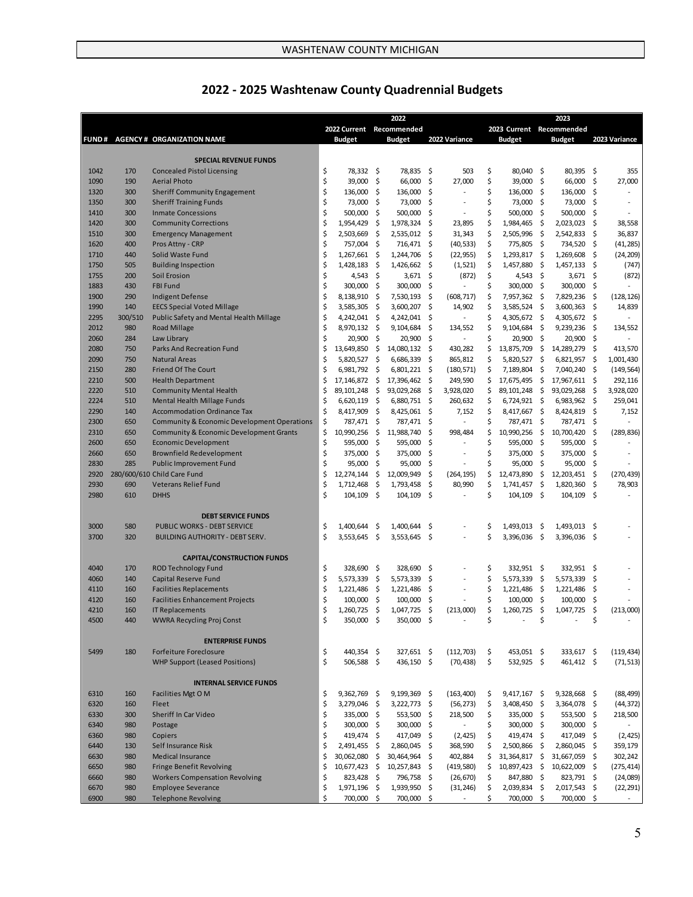## 2022 - 2025 Washtenaw County Quadrennial Budgets

| FUND # | AGENCY # | ORGANIZATION NAME | 2022 Current Budget | 2022 Recommended Budget | 2022 Variance | 2023 Current Budget | 2023 Recommended Budget | 2023 Variance |
|---|---|---|---|---|---|---|---|---|
| | | **SPECIAL REVENUE FUNDS** | | | | | | |
| 1042 | 170 | Concealed Pistol Licensing | $ 78,332 | $ 78,835 | $ 503 | $ 80,040 | $ 80,395 | $ 355 |
| 1090 | 190 | Aerial Photo | $ 39,000 | $ 66,000 | $ 27,000 | $ 39,000 | $ 66,000 | $ 27,000 |
| 1320 | 300 | Sheriff Community Engagement | $ 136,000 | $ 136,000 | $ - | $ 136,000 | $ 136,000 | $ - |
| 1350 | 300 | Sheriff Training Funds | $ 73,000 | $ 73,000 | $ - | $ 73,000 | $ 73,000 | $ - |
| 1410 | 300 | Inmate Concessions | $ 500,000 | $ 500,000 | $ - | $ 500,000 | $ 500,000 | $ - |
| 1420 | 300 | Community Corrections | $ 1,954,429 | $ 1,978,324 | $ 23,895 | $ 1,984,465 | $ 2,023,023 | $ 38,558 |
| 1510 | 300 | Emergency Management | $ 2,503,669 | $ 2,535,012 | $ 31,343 | $ 2,505,996 | $ 2,542,833 | $ 36,837 |
| 1620 | 400 | Pros Attny - CRP | $ 757,004 | $ 716,471 | $ (40,533) | $ 775,805 | $ 734,520 | $ (41,285) |
| 1710 | 440 | Solid Waste Fund | $ 1,267,661 | $ 1,244,706 | $ (22,955) | $ 1,293,817 | $ 1,269,608 | $ (24,209) |
| 1750 | 505 | Building Inspection | $ 1,428,183 | $ 1,426,662 | $ (1,521) | $ 1,457,880 | $ 1,457,133 | $ (747) |
| 1755 | 200 | Soil Erosion | $ 4,543 | $ 3,671 | $ (872) | $ 4,543 | $ 3,671 | $ (872) |
| 1883 | 430 | FBI Fund | $ 300,000 | $ 300,000 | $ - | $ 300,000 | $ 300,000 | $ - |
| 1900 | 290 | Indigent Defense | $ 8,138,910 | $ 7,530,193 | $ (608,717) | $ 7,957,362 | $ 7,829,236 | $ (128,126) |
| 1990 | 140 | EECS Special Voted Millage | $ 3,585,305 | $ 3,600,207 | $ 14,902 | $ 3,585,524 | $ 3,600,363 | $ 14,839 |
| 2295 | 300/510 | Public Safety and Mental Health Millage | $ 4,242,041 | $ 4,242,041 | $ - | $ 4,305,672 | $ 4,305,672 | $ - |
| 2012 | 980 | Road Millage | $ 8,970,132 | $ 9,104,684 | $ 134,552 | $ 9,104,684 | $ 9,239,236 | $ 134,552 |
| 2060 | 284 | Law Library | $ 20,900 | $ 20,900 | $ - | $ 20,900 | $ 20,900 | $ - |
| 2080 | 750 | Parks And Recreation Fund | $ 13,649,850 | $ 14,080,132 | $ 430,282 | $ 13,875,709 | $ 14,289,279 | $ 413,570 |
| 2090 | 750 | Natural Areas | $ 5,820,527 | $ 6,686,339 | $ 865,812 | $ 5,820,527 | $ 6,821,957 | $ 1,001,430 |
| 2150 | 280 | Friend Of The Court | $ 6,981,792 | $ 6,801,221 | $ (180,571) | $ 7,189,804 | $ 7,040,240 | $ (149,564) |
| 2210 | 500 | Health Department | $ 17,146,872 | $ 17,396,462 | $ 249,590 | $ 17,675,495 | $ 17,967,611 | $ 292,116 |
| 2220 | 510 | Community Mental Health | $ 89,101,248 | $ 93,029,268 | $ 3,928,020 | $ 89,101,248 | $ 93,029,268 | $ 3,928,020 |
| 2224 | 510 | Mental Health Millage Funds | $ 6,620,119 | $ 6,880,751 | $ 260,632 | $ 6,724,921 | $ 6,983,962 | $ 259,041 |
| 2290 | 140 | Accommodation Ordinance Tax | $ 8,417,909 | $ 8,425,061 | $ 7,152 | $ 8,417,667 | $ 8,424,819 | $ 7,152 |
| 2300 | 650 | Community & Economic Development Operations | $ 787,471 | $ 787,471 | $ - | $ 787,471 | $ 787,471 | $ - |
| 2310 | 650 | Community & Economic Development Grants | $ 10,990,256 | $ 11,988,740 | $ 998,484 | $ 10,990,256 | $ 10,700,420 | $ (289,836) |
| 2600 | 650 | Economic Development | $ 595,000 | $ 595,000 | $ - | $ 595,000 | $ 595,000 | $ - |
| 2660 | 650 | Brownfield Redevelopment | $ 375,000 | $ 375,000 | $ - | $ 375,000 | $ 375,000 | $ - |
| 2830 | 285 | Public Improvement Fund | $ 95,000 | $ 95,000 | $ - | $ 95,000 | $ 95,000 | $ - |
| 2920 | 280/600/610 | Child Care Fund | $ 12,274,144 | $ 12,009,949 | $ (264,195) | $ 12,473,890 | $ 12,203,451 | $ (270,439) |
| 2930 | 690 | Veterans Relief Fund | $ 1,712,468 | $ 1,793,458 | $ 80,990 | $ 1,741,457 | $ 1,820,360 | $ 78,903 |
| 2980 | 610 | DHHS | $ 104,109 | $ 104,109 | $ - | $ 104,109 | $ 104,109 | $ - |
| | | **DEBT SERVICE FUNDS** | | | | | | |
| 3000 | 580 | PUBLIC WORKS - DEBT SERVICE | $ 1,400,644 | $ 1,400,644 | $ - | $ 1,493,013 | $ 1,493,013 | $ - |
| 3700 | 320 | BUILDING AUTHORITY - DEBT SERV. | $ 3,553,645 | $ 3,553,645 | $ - | $ 3,396,036 | $ 3,396,036 | $ - |
| | | **CAPITAL/CONSTRUCTION FUNDS** | | | | | | |
| 4040 | 170 | ROD Technology Fund | $ 328,690 | $ 328,690 | $ - | $ 332,951 | $ 332,951 | $ - |
| 4060 | 140 | Capital Reserve Fund | $ 5,573,339 | $ 5,573,339 | $ - | $ 5,573,339 | $ 5,573,339 | $ - |
| 4110 | 160 | Facilities Replacements | $ 1,221,486 | $ 1,221,486 | $ - | $ 1,221,486 | $ 1,221,486 | $ - |
| 4120 | 160 | Facilities Enhancement Projects | $ 100,000 | $ 100,000 | $ - | $ 100,000 | $ 100,000 | $ - |
| 4210 | 160 | IT Replacements | $ 1,260,725 | $ 1,047,725 | $ (213,000) | $ 1,260,725 | $ 1,047,725 | $ (213,000) |
| 4500 | 440 | WWRA Recycling Proj Const | $ 350,000 | $ 350,000 | $ - | $ - | $ - | $ - |
| | | **ENTERPRISE FUNDS** | | | | | | |
| 5499 | 180 | Forfeiture Foreclosure | $ 440,354 | $ 327,651 | $ (112,703) | $ 453,051 | $ 333,617 | $ (119,434) |
| | | WHP Support (Leased Positions) | $ 506,588 | $ 436,150 | $ (70,438) | $ 532,925 | $ 461,412 | $ (71,513) |
| | | **INTERNAL SERVICE FUNDS** | | | | | | |
| 6310 | 160 | Facilities Mgt O M | $ 9,362,769 | $ 9,199,369 | $ (163,400) | $ 9,417,167 | $ 9,328,668 | $ (88,499) |
| 6320 | 160 | Fleet | $ 3,279,046 | $ 3,222,773 | $ (56,273) | $ 3,408,450 | $ 3,364,078 | $ (44,372) |
| 6330 | 300 | Sheriff In Car Video | $ 335,000 | $ 553,500 | $ 218,500 | $ 335,000 | $ 553,500 | $ 218,500 |
| 6340 | 980 | Postage | $ 300,000 | $ 300,000 | $ - | $ 300,000 | $ 300,000 | $ - |
| 6360 | 980 | Copiers | $ 419,474 | $ 417,049 | $ (2,425) | $ 419,474 | $ 417,049 | $ (2,425) |
| 6440 | 130 | Self Insurance Risk | $ 2,491,455 | $ 2,860,045 | $ 368,590 | $ 2,500,866 | $ 2,860,045 | $ 359,179 |
| 6630 | 980 | Medical Insurance | $ 30,062,080 | $ 30,464,964 | $ 402,884 | $ 31,364,817 | $ 31,667,059 | $ 302,242 |
| 6650 | 980 | Fringe Benefit Revolving | $ 10,677,423 | $ 10,257,843 | $ (419,580) | $ 10,897,423 | $ 10,622,009 | $ (275,414) |
| 6660 | 980 | Workers Compensation Revolving | $ 823,428 | $ 796,758 | $ (26,670) | $ 847,880 | $ 823,791 | $ (24,089) |
| 6670 | 980 | Employee Severance | $ 1,971,196 | $ 1,939,950 | $ (31,246) | $ 2,039,834 | $ 2,017,543 | $ (22,291) |
| 6900 | 980 | Telephone Revolving | $ 700,000 | $ 700,000 | $ - | $ 700,000 | $ 700,000 | $ - |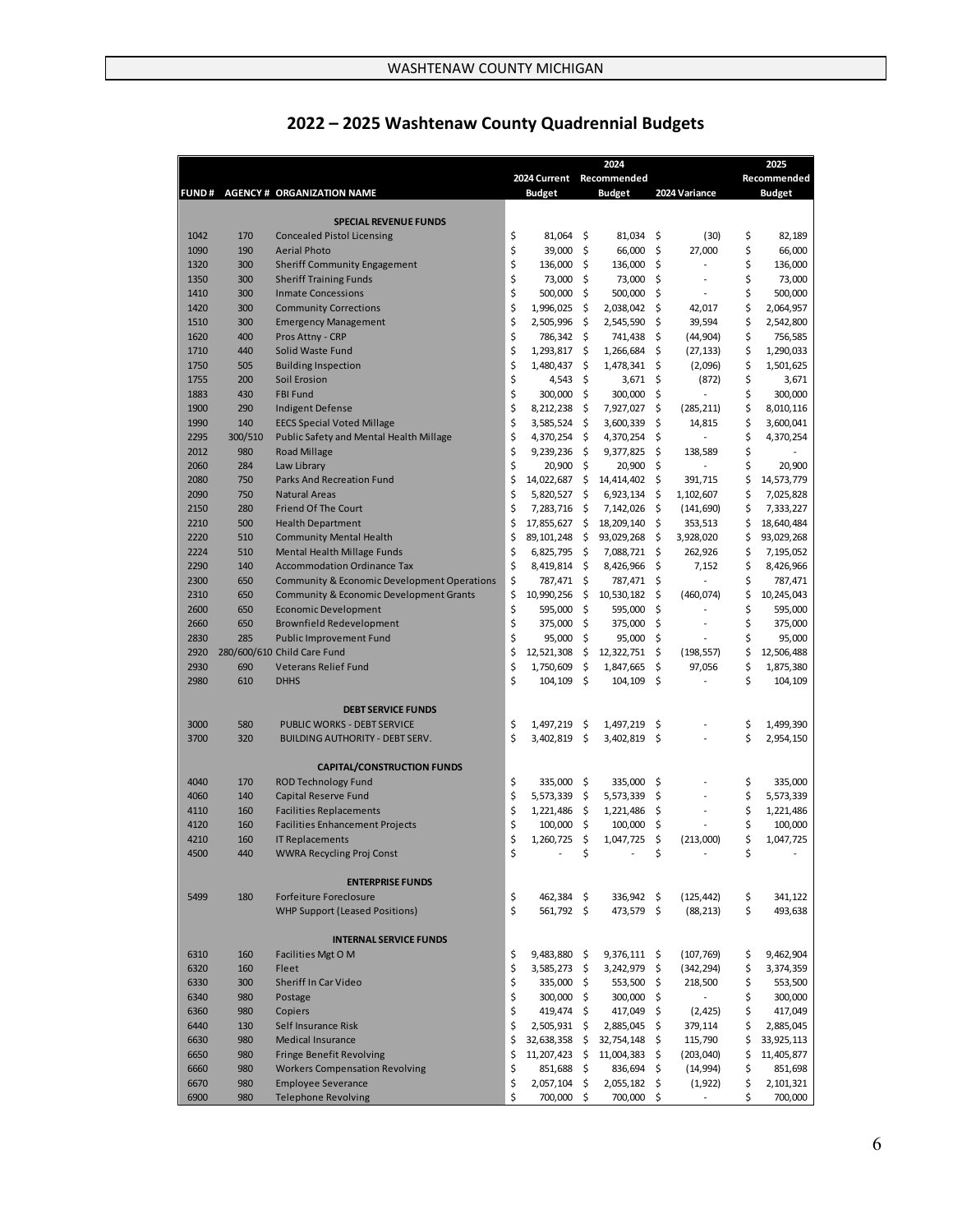## 2022 – 2025 Washtenaw County Quadrennial Budgets

| FUND # | AGENCY # | ORGANIZATION NAME | 2024 Current Budget | 2024 Recommended Budget | 2024 Variance | 2025 Recommended Budget |
|---|---|---|---|---|---|---|
| | | **SPECIAL REVENUE FUNDS** | | | | |
| 1042 | 170 | Concealed Pistol Licensing | $ 81,064 | $ 81,034 | $ (30) | $ 82,189 |
| 1090 | 190 | Aerial Photo | $ 39,000 | $ 66,000 | $ 27,000 | $ 66,000 |
| 1320 | 300 | Sheriff Community Engagement | $ 136,000 | $ 136,000 | $ - | $ 136,000 |
| 1350 | 300 | Sheriff Training Funds | $ 73,000 | $ 73,000 | $ - | $ 73,000 |
| 1410 | 300 | Inmate Concessions | $ 500,000 | $ 500,000 | $ - | $ 500,000 |
| 1420 | 300 | Community Corrections | $ 1,996,025 | $ 2,038,042 | $ 42,017 | $ 2,064,957 |
| 1510 | 300 | Emergency Management | $ 2,505,996 | $ 2,545,590 | $ 39,594 | $ 2,542,800 |
| 1620 | 400 | Pros Attny - CRP | $ 786,342 | $ 741,438 | $ (44,904) | $ 756,585 |
| 1710 | 440 | Solid Waste Fund | $ 1,293,817 | $ 1,266,684 | $ (27,133) | $ 1,290,033 |
| 1750 | 505 | Building Inspection | $ 1,480,437 | $ 1,478,341 | $ (2,096) | $ 1,501,625 |
| 1755 | 200 | Soil Erosion | $ 4,543 | $ 3,671 | $ (872) | $ 3,671 |
| 1883 | 430 | FBI Fund | $ 300,000 | $ 300,000 | $ - | $ 300,000 |
| 1900 | 290 | Indigent Defense | $ 8,212,238 | $ 7,927,027 | $ (285,211) | $ 8,010,116 |
| 1990 | 140 | EECS Special Voted Millage | $ 3,585,524 | $ 3,600,339 | $ 14,815 | $ 3,600,041 |
| 2295 | 300/510 | Public Safety and Mental Health Millage | $ 4,370,254 | $ 4,370,254 | $ - | $ 4,370,254 |
| 2012 | 980 | Road Millage | $ 9,239,236 | $ 9,377,825 | $ 138,589 | $ - |
| 2060 | 284 | Law Library | $ 20,900 | $ 20,900 | $ - | $ 20,900 |
| 2080 | 750 | Parks And Recreation Fund | $ 14,022,687 | $ 14,414,402 | $ 391,715 | $ 14,573,779 |
| 2090 | 750 | Natural Areas | $ 5,820,527 | $ 6,923,134 | $ 1,102,607 | $ 7,025,828 |
| 2150 | 280 | Friend Of The Court | $ 7,283,716 | $ 7,142,026 | $ (141,690) | $ 7,333,227 |
| 2210 | 500 | Health Department | $ 17,855,627 | $ 18,209,140 | $ 353,513 | $ 18,640,484 |
| 2220 | 510 | Community Mental Health | $ 89,101,248 | $ 93,029,268 | $ 3,928,020 | $ 93,029,268 |
| 2224 | 510 | Mental Health Millage Funds | $ 6,825,795 | $ 7,088,721 | $ 262,926 | $ 7,195,052 |
| 2290 | 140 | Accommodation Ordinance Tax | $ 8,419,814 | $ 8,426,966 | $ 7,152 | $ 8,426,966 |
| 2300 | 650 | Community & Economic Development Operations | $ 787,471 | $ 787,471 | $ - | $ 787,471 |
| 2310 | 650 | Community & Economic Development Grants | $ 10,990,256 | $ 10,530,182 | $ (460,074) | $ 10,245,043 |
| 2600 | 650 | Economic Development | $ 595,000 | $ 595,000 | $ - | $ 595,000 |
| 2660 | 650 | Brownfield Redevelopment | $ 375,000 | $ 375,000 | $ - | $ 375,000 |
| 2830 | 285 | Public Improvement Fund | $ 95,000 | $ 95,000 | $ - | $ 95,000 |
| 2920 | 280/600/610 | Child Care Fund | $ 12,521,308 | $ 12,322,751 | $ (198,557) | $ 12,506,488 |
| 2930 | 690 | Veterans Relief Fund | $ 1,750,609 | $ 1,847,665 | $ 97,056 | $ 1,875,380 |
| 2980 | 610 | DHHS | $ 104,109 | $ 104,109 | $ - | $ 104,109 |
| | | **DEBT SERVICE FUNDS** | | | | |
| 3000 | 580 | PUBLIC WORKS - DEBT SERVICE | $ 1,497,219 | $ 1,497,219 | $ - | $ 1,499,390 |
| 3700 | 320 | BUILDING AUTHORITY - DEBT SERV. | $ 3,402,819 | $ 3,402,819 | $ - | $ 2,954,150 |
| | | **CAPITAL/CONSTRUCTION FUNDS** | | | | |
| 4040 | 170 | ROD Technology Fund | $ 335,000 | $ 335,000 | $ - | $ 335,000 |
| 4060 | 140 | Capital Reserve Fund | $ 5,573,339 | $ 5,573,339 | $ - | $ 5,573,339 |
| 4110 | 160 | Facilities Replacements | $ 1,221,486 | $ 1,221,486 | $ - | $ 1,221,486 |
| 4120 | 160 | Facilities Enhancement Projects | $ 100,000 | $ 100,000 | $ - | $ 100,000 |
| 4210 | 160 | IT Replacements | $ 1,260,725 | $ 1,047,725 | $ (213,000) | $ 1,047,725 |
| 4500 | 440 | WWRA Recycling Proj Const | $ - | $ - | $ - | $ - |
| | | **ENTERPRISE FUNDS** | | | | |
| 5499 | 180 | Forfeiture Foreclosure | $ 462,384 | $ 336,942 | $ (125,442) | $ 341,122 |
| | | WHP Support (Leased Positions) | $ 561,792 | $ 473,579 | $ (88,213) | $ 493,638 |
| | | **INTERNAL SERVICE FUNDS** | | | | |
| 6310 | 160 | Facilities Mgt O M | $ 9,483,880 | $ 9,376,111 | $ (107,769) | $ 9,462,904 |
| 6320 | 160 | Fleet | $ 3,585,273 | $ 3,242,979 | $ (342,294) | $ 3,374,359 |
| 6330 | 300 | Sheriff In Car Video | $ 335,000 | $ 553,500 | $ 218,500 | $ 553,500 |
| 6340 | 980 | Postage | $ 300,000 | $ 300,000 | $ - | $ 300,000 |
| 6360 | 980 | Copiers | $ 419,474 | $ 417,049 | $ (2,425) | $ 417,049 |
| 6440 | 130 | Self Insurance Risk | $ 2,505,931 | $ 2,885,045 | $ 379,114 | $ 2,885,045 |
| 6630 | 980 | Medical Insurance | $ 32,638,358 | $ 32,754,148 | $ 115,790 | $ 33,925,113 |
| 6650 | 980 | Fringe Benefit Revolving | $ 11,207,423 | $ 11,004,383 | $ (203,040) | $ 11,405,877 |
| 6660 | 980 | Workers Compensation Revolving | $ 851,688 | $ 836,694 | $ (14,994) | $ 851,698 |
| 6670 | 980 | Employee Severance | $ 2,057,104 | $ 2,055,182 | $ (1,922) | $ 2,101,321 |
| 6900 | 980 | Telephone Revolving | $ 700,000 | $ 700,000 | $ - | $ 700,000 |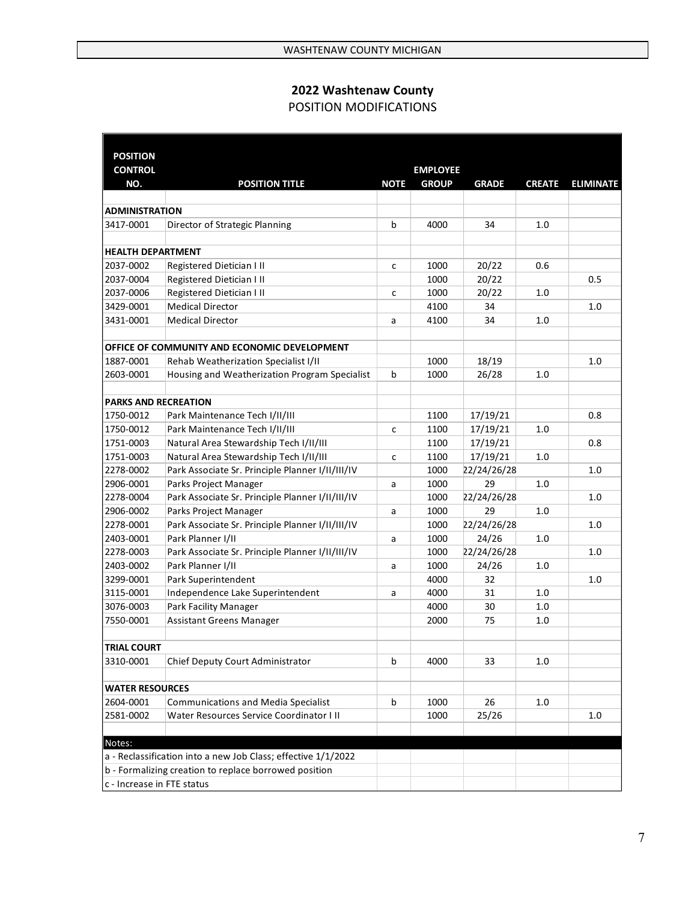WASHTENAW COUNTY MICHIGAN

## 2022 Washtenaw County

### POSITION MODIFICATIONS

| POSITION CONTROL NO. | POSITION TITLE | NOTE | EMPLOYEE GROUP | GRADE | CREATE | ELIMINATE |
|---|---|---|---|---|---|---|
| **ADMINISTRATION** | | | | | | |
| 3417-0001 | Director of Strategic Planning | b | 4000 | 34 | 1.0 | |
| **HEALTH DEPARTMENT** | | | | | | |
| 2037-0002 | Registered Dietician I II | c | 1000 | 20/22 | 0.6 | |
| 2037-0004 | Registered Dietician I II | | 1000 | 20/22 | | 0.5 |
| 2037-0006 | Registered Dietician I II | c | 1000 | 20/22 | 1.0 | |
| 3429-0001 | Medical Director | | 4100 | 34 | | 1.0 |
| 3431-0001 | Medical Director | a | 4100 | 34 | 1.0 | |
| **OFFICE OF COMMUNITY AND ECONOMIC DEVELOPMENT** | | | | | | |
| 1887-0001 | Rehab Weatherization Specialist I/II | | 1000 | 18/19 | | 1.0 |
| 2603-0001 | Housing and Weatherization Program Specialist | b | 1000 | 26/28 | 1.0 | |
| **PARKS AND RECREATION** | | | | | | |
| 1750-0012 | Park Maintenance Tech I/II/III | | 1100 | 17/19/21 | | 0.8 |
| 1750-0012 | Park Maintenance Tech I/II/III | c | 1100 | 17/19/21 | 1.0 | |
| 1751-0003 | Natural Area Stewardship Tech I/II/III | | 1100 | 17/19/21 | | 0.8 |
| 1751-0003 | Natural Area Stewardship Tech I/II/III | c | 1100 | 17/19/21 | 1.0 | |
| 2278-0002 | Park Associate Sr. Principle Planner I/II/III/IV | | 1000 | 22/24/26/28 | | 1.0 |
| 2906-0001 | Parks Project Manager | a | 1000 | 29 | 1.0 | |
| 2278-0004 | Park Associate Sr. Principle Planner I/II/III/IV | | 1000 | 22/24/26/28 | | 1.0 |
| 2906-0002 | Parks Project Manager | a | 1000 | 29 | 1.0 | |
| 2278-0001 | Park Associate Sr. Principle Planner I/II/III/IV | | 1000 | 22/24/26/28 | | 1.0 |
| 2403-0001 | Park Planner I/II | a | 1000 | 24/26 | 1.0 | |
| 2278-0003 | Park Associate Sr. Principle Planner I/II/III/IV | | 1000 | 22/24/26/28 | | 1.0 |
| 2403-0002 | Park Planner I/II | a | 1000 | 24/26 | 1.0 | |
| 3299-0001 | Park Superintendent | | 4000 | 32 | | 1.0 |
| 3115-0001 | Independence Lake Superintendent | a | 4000 | 31 | 1.0 | |
| 3076-0003 | Park Facility Manager | | 4000 | 30 | 1.0 | |
| 7550-0001 | Assistant Greens Manager | | 2000 | 75 | 1.0 | |
| **TRIAL COURT** | | | | | | |
| 3310-0001 | Chief Deputy Court Administrator | b | 4000 | 33 | 1.0 | |
| **WATER RESOURCES** | | | | | | |
| 2604-0001 | Communications and Media Specialist | b | 1000 | 26 | 1.0 | |
| 2581-0002 | Water Resources Service Coordinator I II | | 1000 | 25/26 | | 1.0 |

Notes:

a - Reclassification into a new Job Class; effective 1/1/2022

b - Formalizing creation to replace borrowed position

c - Increase in FTE status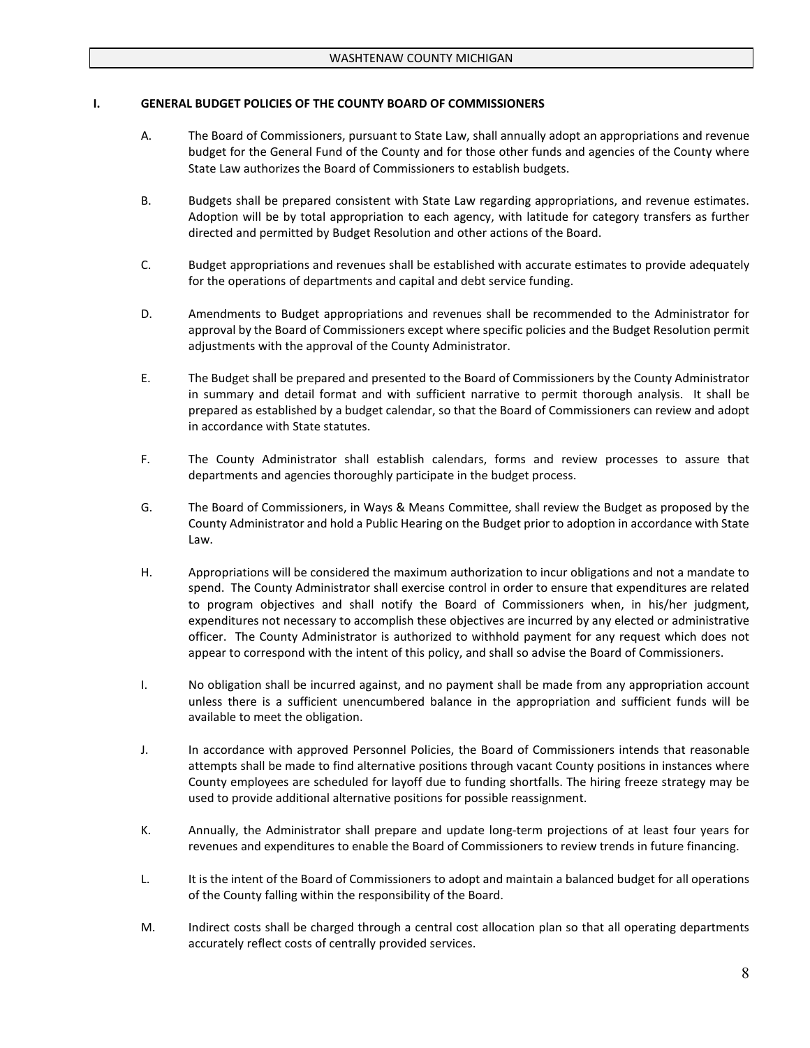## I. GENERAL BUDGET POLICIES OF THE COUNTY BOARD OF COMMISSIONERS

A. The Board of Commissioners, pursuant to State Law, shall annually adopt an appropriations and revenue budget for the General Fund of the County and for those other funds and agencies of the County where State Law authorizes the Board of Commissioners to establish budgets.

B. Budgets shall be prepared consistent with State Law regarding appropriations, and revenue estimates. Adoption will be by total appropriation to each agency, with latitude for category transfers as further directed and permitted by Budget Resolution and other actions of the Board.

C. Budget appropriations and revenues shall be established with accurate estimates to provide adequately for the operations of departments and capital and debt service funding.

D. Amendments to Budget appropriations and revenues shall be recommended to the Administrator for approval by the Board of Commissioners except where specific policies and the Budget Resolution permit adjustments with the approval of the County Administrator.

E. The Budget shall be prepared and presented to the Board of Commissioners by the County Administrator in summary and detail format and with sufficient narrative to permit thorough analysis. It shall be prepared as established by a budget calendar, so that the Board of Commissioners can review and adopt in accordance with State statutes.

F. The County Administrator shall establish calendars, forms and review processes to assure that departments and agencies thoroughly participate in the budget process.

G. The Board of Commissioners, in Ways & Means Committee, shall review the Budget as proposed by the County Administrator and hold a Public Hearing on the Budget prior to adoption in accordance with State Law.

H. Appropriations will be considered the maximum authorization to incur obligations and not a mandate to spend. The County Administrator shall exercise control in order to ensure that expenditures are related to program objectives and shall notify the Board of Commissioners when, in his/her judgment, expenditures not necessary to accomplish these objectives are incurred by any elected or administrative officer. The County Administrator is authorized to withhold payment for any request which does not appear to correspond with the intent of this policy, and shall so advise the Board of Commissioners.

I. No obligation shall be incurred against, and no payment shall be made from any appropriation account unless there is a sufficient unencumbered balance in the appropriation and sufficient funds will be available to meet the obligation.

J. In accordance with approved Personnel Policies, the Board of Commissioners intends that reasonable attempts shall be made to find alternative positions through vacant County positions in instances where County employees are scheduled for layoff due to funding shortfalls. The hiring freeze strategy may be used to provide additional alternative positions for possible reassignment.

K. Annually, the Administrator shall prepare and update long-term projections of at least four years for revenues and expenditures to enable the Board of Commissioners to review trends in future financing.

L. It is the intent of the Board of Commissioners to adopt and maintain a balanced budget for all operations of the County falling within the responsibility of the Board.

M. Indirect costs shall be charged through a central cost allocation plan so that all operating departments accurately reflect costs of centrally provided services.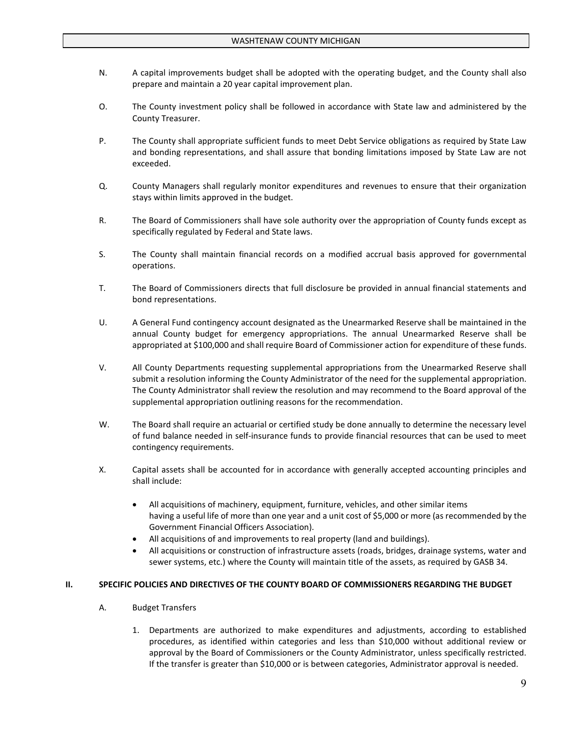N. A capital improvements budget shall be adopted with the operating budget, and the County shall also prepare and maintain a 20 year capital improvement plan.

O. The County investment policy shall be followed in accordance with State law and administered by the County Treasurer.

P. The County shall appropriate sufficient funds to meet Debt Service obligations as required by State Law and bonding representations, and shall assure that bonding limitations imposed by State Law are not exceeded.

Q. County Managers shall regularly monitor expenditures and revenues to ensure that their organization stays within limits approved in the budget.

R. The Board of Commissioners shall have sole authority over the appropriation of County funds except as specifically regulated by Federal and State laws.

S. The County shall maintain financial records on a modified accrual basis approved for governmental operations.

T. The Board of Commissioners directs that full disclosure be provided in annual financial statements and bond representations.

U. A General Fund contingency account designated as the Unearmarked Reserve shall be maintained in the annual County budget for emergency appropriations. The annual Unearmarked Reserve shall be appropriated at $100,000 and shall require Board of Commissioner action for expenditure of these funds.

V. All County Departments requesting supplemental appropriations from the Unearmarked Reserve shall submit a resolution informing the County Administrator of the need for the supplemental appropriation. The County Administrator shall review the resolution and may recommend to the Board approval of the supplemental appropriation outlining reasons for the recommendation.

W. The Board shall require an actuarial or certified study be done annually to determine the necessary level of fund balance needed in self-insurance funds to provide financial resources that can be used to meet contingency requirements.

X. Capital assets shall be accounted for in accordance with generally accepted accounting principles and shall include:

- All acquisitions of machinery, equipment, furniture, vehicles, and other similar items having a useful life of more than one year and a unit cost of $5,000 or more (as recommended by the Government Financial Officers Association).
- All acquisitions of and improvements to real property (land and buildings).
- All acquisitions or construction of infrastructure assets (roads, bridges, drainage systems, water and sewer systems, etc.) where the County will maintain title of the assets, as required by GASB 34.

## II. SPECIFIC POLICIES AND DIRECTIVES OF THE COUNTY BOARD OF COMMISSIONERS REGARDING THE BUDGET

A. Budget Transfers

1. Departments are authorized to make expenditures and adjustments, according to established procedures, as identified within categories and less than $10,000 without additional review or approval by the Board of Commissioners or the County Administrator, unless specifically restricted. If the transfer is greater than $10,000 or is between categories, Administrator approval is needed.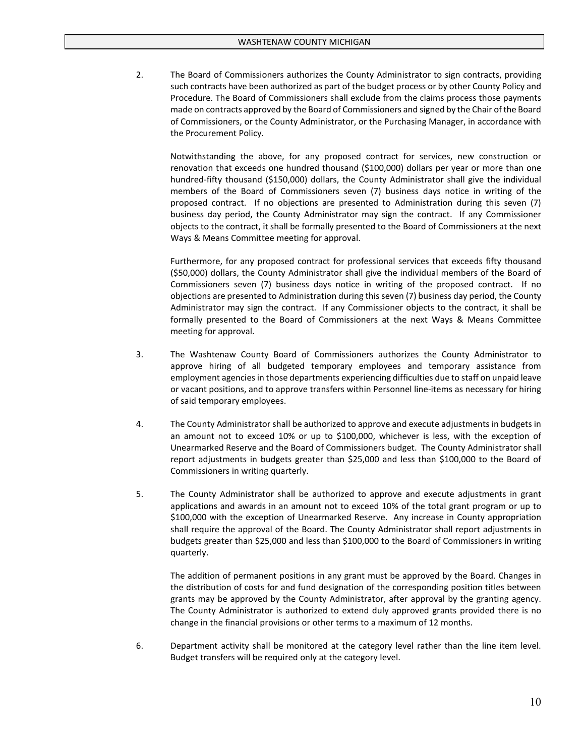2. The Board of Commissioners authorizes the County Administrator to sign contracts, providing such contracts have been authorized as part of the budget process or by other County Policy and Procedure. The Board of Commissioners shall exclude from the claims process those payments made on contracts approved by the Board of Commissioners and signed by the Chair of the Board of Commissioners, or the County Administrator, or the Purchasing Manager, in accordance with the Procurement Policy.

   Notwithstanding the above, for any proposed contract for services, new construction or renovation that exceeds one hundred thousand ($100,000) dollars per year or more than one hundred-fifty thousand ($150,000) dollars, the County Administrator shall give the individual members of the Board of Commissioners seven (7) business days notice in writing of the proposed contract. If no objections are presented to Administration during this seven (7) business day period, the County Administrator may sign the contract. If any Commissioner objects to the contract, it shall be formally presented to the Board of Commissioners at the next Ways & Means Committee meeting for approval.

   Furthermore, for any proposed contract for professional services that exceeds fifty thousand ($50,000) dollars, the County Administrator shall give the individual members of the Board of Commissioners seven (7) business days notice in writing of the proposed contract. If no objections are presented to Administration during this seven (7) business day period, the County Administrator may sign the contract. If any Commissioner objects to the contract, it shall be formally presented to the Board of Commissioners at the next Ways & Means Committee meeting for approval.

3. The Washtenaw County Board of Commissioners authorizes the County Administrator to approve hiring of all budgeted temporary employees and temporary assistance from employment agencies in those departments experiencing difficulties due to staff on unpaid leave or vacant positions, and to approve transfers within Personnel line-items as necessary for hiring of said temporary employees.

4. The County Administrator shall be authorized to approve and execute adjustments in budgets in an amount not to exceed 10% or up to $100,000, whichever is less, with the exception of Unearmarked Reserve and the Board of Commissioners budget. The County Administrator shall report adjustments in budgets greater than $25,000 and less than $100,000 to the Board of Commissioners in writing quarterly.

5. The County Administrator shall be authorized to approve and execute adjustments in grant applications and awards in an amount not to exceed 10% of the total grant program or up to $100,000 with the exception of Unearmarked Reserve. Any increase in County appropriation shall require the approval of the Board. The County Administrator shall report adjustments in budgets greater than $25,000 and less than $100,000 to the Board of Commissioners in writing quarterly.

   The addition of permanent positions in any grant must be approved by the Board. Changes in the distribution of costs for and fund designation of the corresponding position titles between grants may be approved by the County Administrator, after approval by the granting agency. The County Administrator is authorized to extend duly approved grants provided there is no change in the financial provisions or other terms to a maximum of 12 months.

6. Department activity shall be monitored at the category level rather than the line item level. Budget transfers will be required only at the category level.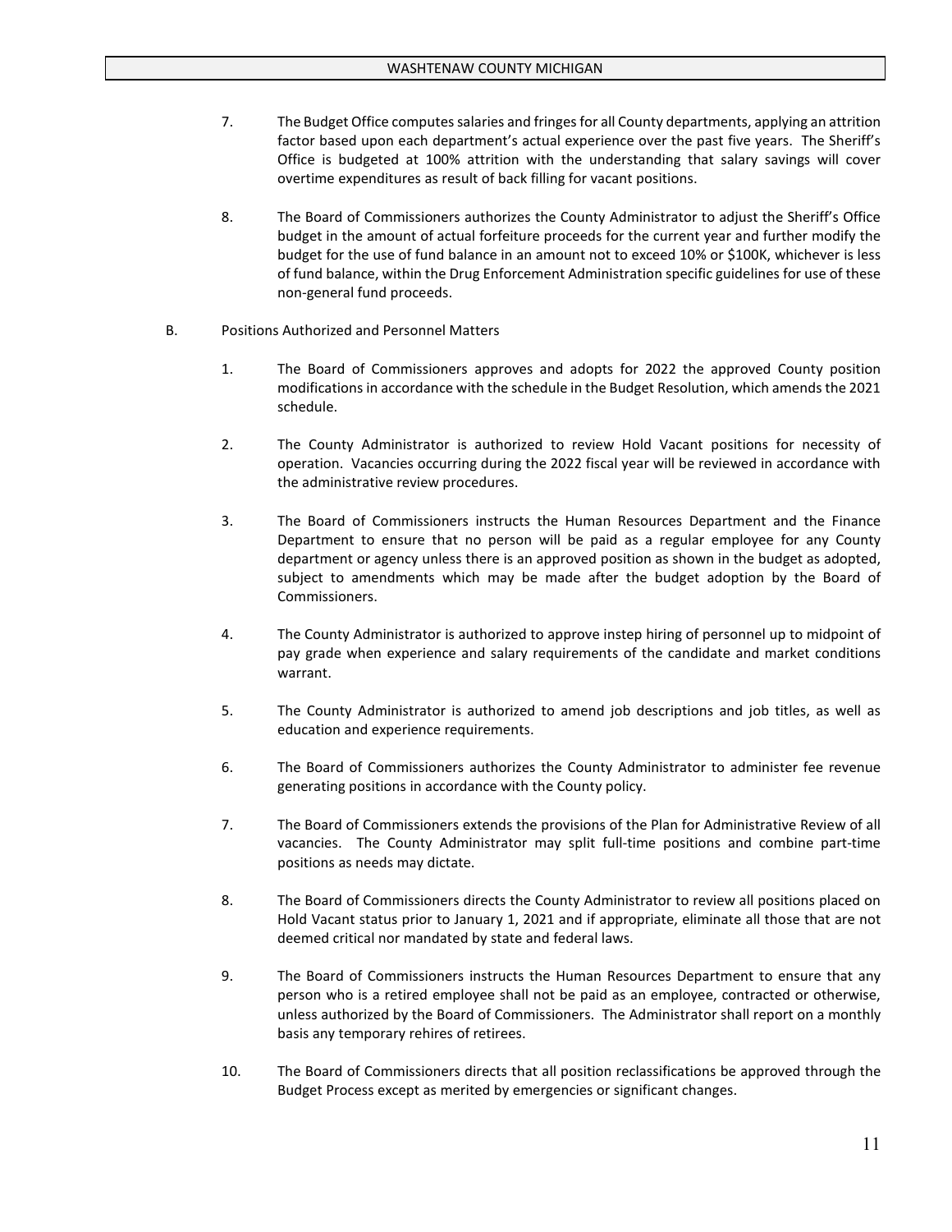7. The Budget Office computes salaries and fringes for all County departments, applying an attrition factor based upon each department's actual experience over the past five years. The Sheriff's Office is budgeted at 100% attrition with the understanding that salary savings will cover overtime expenditures as result of back filling for vacant positions.

8. The Board of Commissioners authorizes the County Administrator to adjust the Sheriff's Office budget in the amount of actual forfeiture proceeds for the current year and further modify the budget for the use of fund balance in an amount not to exceed 10% or $100K, whichever is less of fund balance, within the Drug Enforcement Administration specific guidelines for use of these non-general fund proceeds.

B. Positions Authorized and Personnel Matters

1. The Board of Commissioners approves and adopts for 2022 the approved County position modifications in accordance with the schedule in the Budget Resolution, which amends the 2021 schedule.

2. The County Administrator is authorized to review Hold Vacant positions for necessity of operation. Vacancies occurring during the 2022 fiscal year will be reviewed in accordance with the administrative review procedures.

3. The Board of Commissioners instructs the Human Resources Department and the Finance Department to ensure that no person will be paid as a regular employee for any County department or agency unless there is an approved position as shown in the budget as adopted, subject to amendments which may be made after the budget adoption by the Board of Commissioners.

4. The County Administrator is authorized to approve instep hiring of personnel up to midpoint of pay grade when experience and salary requirements of the candidate and market conditions warrant.

5. The County Administrator is authorized to amend job descriptions and job titles, as well as education and experience requirements.

6. The Board of Commissioners authorizes the County Administrator to administer fee revenue generating positions in accordance with the County policy.

7. The Board of Commissioners extends the provisions of the Plan for Administrative Review of all vacancies. The County Administrator may split full-time positions and combine part-time positions as needs may dictate.

8. The Board of Commissioners directs the County Administrator to review all positions placed on Hold Vacant status prior to January 1, 2021 and if appropriate, eliminate all those that are not deemed critical nor mandated by state and federal laws.

9. The Board of Commissioners instructs the Human Resources Department to ensure that any person who is a retired employee shall not be paid as an employee, contracted or otherwise, unless authorized by the Board of Commissioners. The Administrator shall report on a monthly basis any temporary rehires of retirees.

10. The Board of Commissioners directs that all position reclassifications be approved through the Budget Process except as merited by emergencies or significant changes.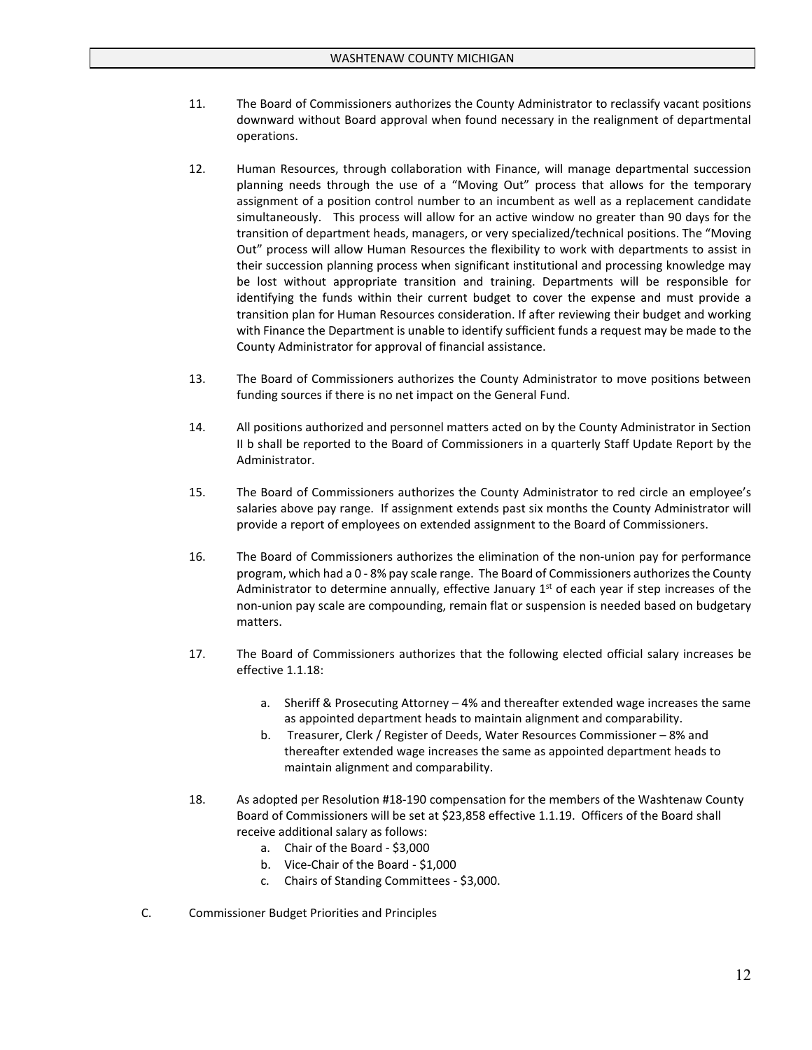11. The Board of Commissioners authorizes the County Administrator to reclassify vacant positions downward without Board approval when found necessary in the realignment of departmental operations.

12. Human Resources, through collaboration with Finance, will manage departmental succession planning needs through the use of a "Moving Out" process that allows for the temporary assignment of a position control number to an incumbent as well as a replacement candidate simultaneously. This process will allow for an active window no greater than 90 days for the transition of department heads, managers, or very specialized/technical positions. The "Moving Out" process will allow Human Resources the flexibility to work with departments to assist in their succession planning process when significant institutional and processing knowledge may be lost without appropriate transition and training. Departments will be responsible for identifying the funds within their current budget to cover the expense and must provide a transition plan for Human Resources consideration. If after reviewing their budget and working with Finance the Department is unable to identify sufficient funds a request may be made to the County Administrator for approval of financial assistance.

13. The Board of Commissioners authorizes the County Administrator to move positions between funding sources if there is no net impact on the General Fund.

14. All positions authorized and personnel matters acted on by the County Administrator in Section II b shall be reported to the Board of Commissioners in a quarterly Staff Update Report by the Administrator.

15. The Board of Commissioners authorizes the County Administrator to red circle an employee's salaries above pay range. If assignment extends past six months the County Administrator will provide a report of employees on extended assignment to the Board of Commissioners.

16. The Board of Commissioners authorizes the elimination of the non-union pay for performance program, which had a 0 - 8% pay scale range. The Board of Commissioners authorizes the County Administrator to determine annually, effective January 1st of each year if step increases of the non-union pay scale are compounding, remain flat or suspension is needed based on budgetary matters.

17. The Board of Commissioners authorizes that the following elected official salary increases be effective 1.1.18:

    a. Sheriff & Prosecuting Attorney – 4% and thereafter extended wage increases the same as appointed department heads to maintain alignment and comparability.
    b. Treasurer, Clerk / Register of Deeds, Water Resources Commissioner – 8% and thereafter extended wage increases the same as appointed department heads to maintain alignment and comparability.

18. As adopted per Resolution #18-190 compensation for the members of the Washtenaw County Board of Commissioners will be set at $23,858 effective 1.1.19. Officers of the Board shall receive additional salary as follows:

    a. Chair of the Board - $3,000
    b. Vice-Chair of the Board - $1,000
    c. Chairs of Standing Committees - $3,000.

C. Commissioner Budget Priorities and Principles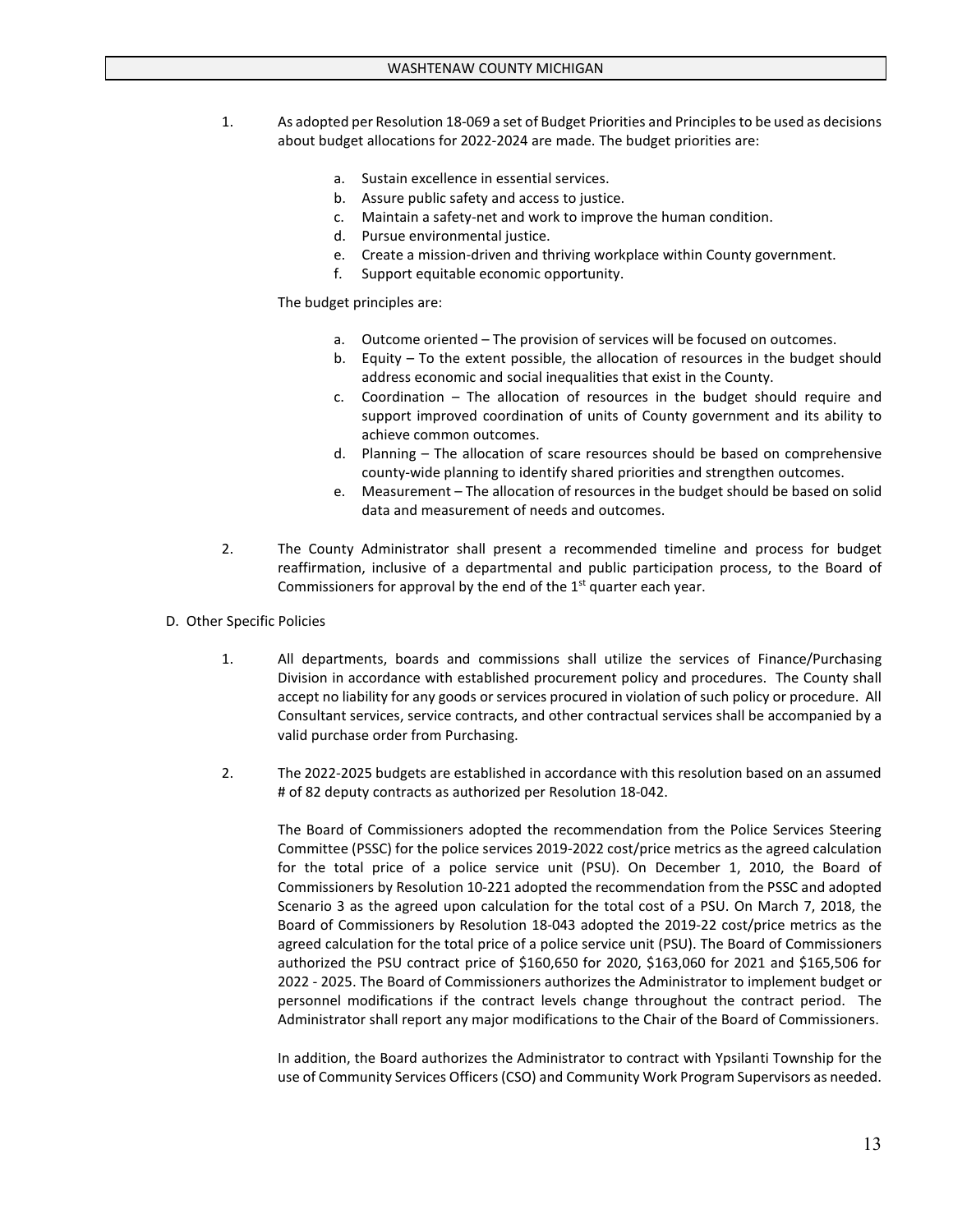1. As adopted per Resolution 18-069 a set of Budget Priorities and Principles to be used as decisions about budget allocations for 2022-2024 are made. The budget priorities are:

   a. Sustain excellence in essential services.
   b. Assure public safety and access to justice.
   c. Maintain a safety-net and work to improve the human condition.
   d. Pursue environmental justice.
   e. Create a mission-driven and thriving workplace within County government.
   f. Support equitable economic opportunity.

   The budget principles are:

   a. Outcome oriented – The provision of services will be focused on outcomes.
   b. Equity – To the extent possible, the allocation of resources in the budget should address economic and social inequalities that exist in the County.
   c. Coordination – The allocation of resources in the budget should require and support improved coordination of units of County government and its ability to achieve common outcomes.
   d. Planning – The allocation of scare resources should be based on comprehensive county-wide planning to identify shared priorities and strengthen outcomes.
   e. Measurement – The allocation of resources in the budget should be based on solid data and measurement of needs and outcomes.

2. The County Administrator shall present a recommended timeline and process for budget reaffirmation, inclusive of a departmental and public participation process, to the Board of Commissioners for approval by the end of the 1st quarter each year.

D. Other Specific Policies

1. All departments, boards and commissions shall utilize the services of Finance/Purchasing Division in accordance with established procurement policy and procedures. The County shall accept no liability for any goods or services procured in violation of such policy or procedure. All Consultant services, service contracts, and other contractual services shall be accompanied by a valid purchase order from Purchasing.

2. The 2022-2025 budgets are established in accordance with this resolution based on an assumed # of 82 deputy contracts as authorized per Resolution 18-042.

   The Board of Commissioners adopted the recommendation from the Police Services Steering Committee (PSSC) for the police services 2019-2022 cost/price metrics as the agreed calculation for the total price of a police service unit (PSU). On December 1, 2010, the Board of Commissioners by Resolution 10-221 adopted the recommendation from the PSSC and adopted Scenario 3 as the agreed upon calculation for the total cost of a PSU. On March 7, 2018, the Board of Commissioners by Resolution 18-043 adopted the 2019-22 cost/price metrics as the agreed calculation for the total price of a police service unit (PSU). The Board of Commissioners authorized the PSU contract price of $160,650 for 2020, $163,060 for 2021 and $165,506 for 2022 - 2025. The Board of Commissioners authorizes the Administrator to implement budget or personnel modifications if the contract levels change throughout the contract period. The Administrator shall report any major modifications to the Chair of the Board of Commissioners.

   In addition, the Board authorizes the Administrator to contract with Ypsilanti Township for the use of Community Services Officers (CSO) and Community Work Program Supervisors as needed.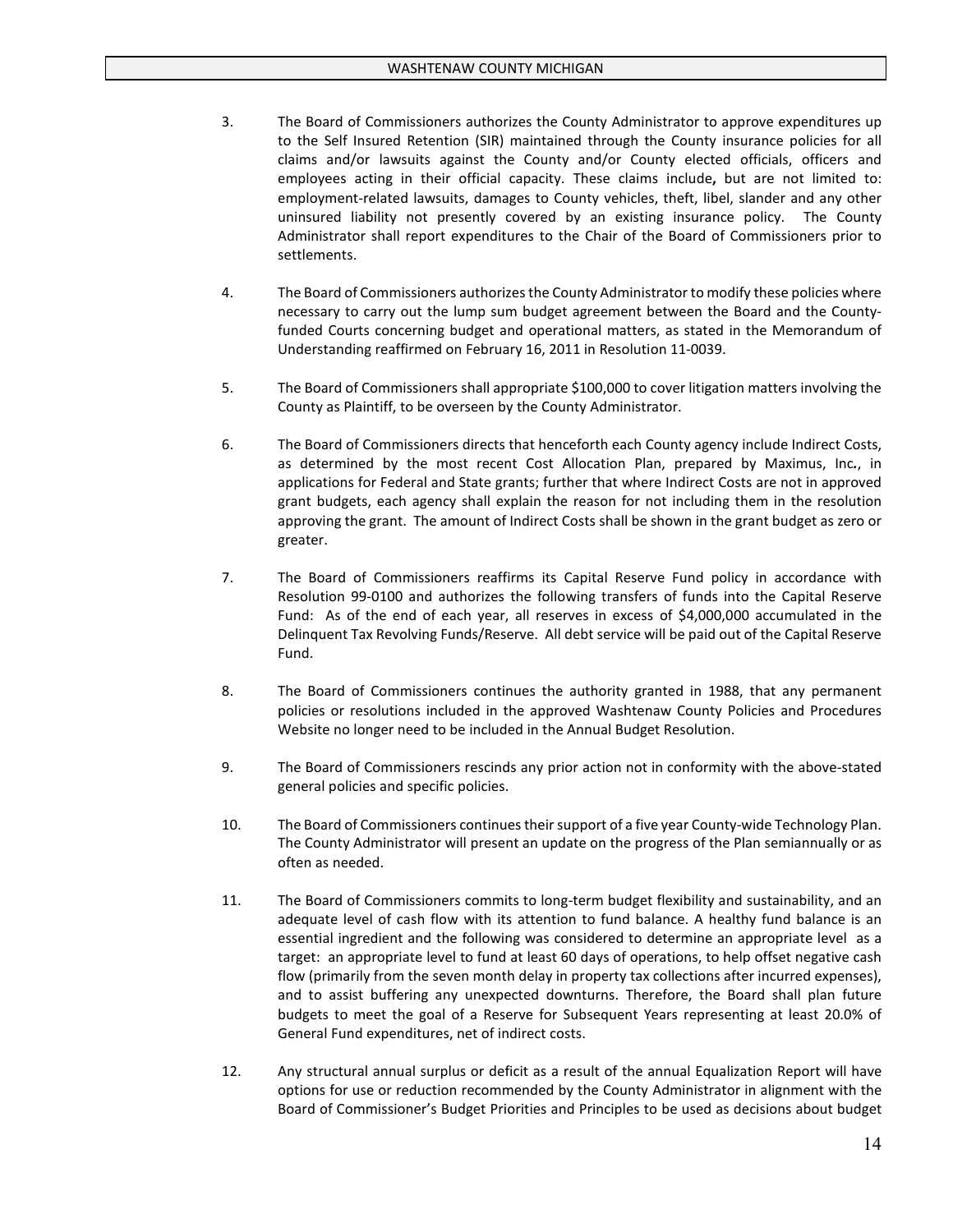3. The Board of Commissioners authorizes the County Administrator to approve expenditures up to the Self Insured Retention (SIR) maintained through the County insurance policies for all claims and/or lawsuits against the County and/or County elected officials, officers and employees acting in their official capacity. These claims include, but are not limited to: employment-related lawsuits, damages to County vehicles, theft, libel, slander and any other uninsured liability not presently covered by an existing insurance policy. The County Administrator shall report expenditures to the Chair of the Board of Commissioners prior to settlements.

4. The Board of Commissioners authorizes the County Administrator to modify these policies where necessary to carry out the lump sum budget agreement between the Board and the County-funded Courts concerning budget and operational matters, as stated in the Memorandum of Understanding reaffirmed on February 16, 2011 in Resolution 11-0039.

5. The Board of Commissioners shall appropriate $100,000 to cover litigation matters involving the County as Plaintiff, to be overseen by the County Administrator.

6. The Board of Commissioners directs that henceforth each County agency include Indirect Costs, as determined by the most recent Cost Allocation Plan, prepared by Maximus, Inc., in applications for Federal and State grants; further that where Indirect Costs are not in approved grant budgets, each agency shall explain the reason for not including them in the resolution approving the grant. The amount of Indirect Costs shall be shown in the grant budget as zero or greater.

7. The Board of Commissioners reaffirms its Capital Reserve Fund policy in accordance with Resolution 99-0100 and authorizes the following transfers of funds into the Capital Reserve Fund: As of the end of each year, all reserves in excess of $4,000,000 accumulated in the Delinquent Tax Revolving Funds/Reserve. All debt service will be paid out of the Capital Reserve Fund.

8. The Board of Commissioners continues the authority granted in 1988, that any permanent policies or resolutions included in the approved Washtenaw County Policies and Procedures Website no longer need to be included in the Annual Budget Resolution.

9. The Board of Commissioners rescinds any prior action not in conformity with the above-stated general policies and specific policies.

10. The Board of Commissioners continues their support of a five year County-wide Technology Plan. The County Administrator will present an update on the progress of the Plan semiannually or as often as needed.

11. The Board of Commissioners commits to long-term budget flexibility and sustainability, and an adequate level of cash flow with its attention to fund balance. A healthy fund balance is an essential ingredient and the following was considered to determine an appropriate level as a target: an appropriate level to fund at least 60 days of operations, to help offset negative cash flow (primarily from the seven month delay in property tax collections after incurred expenses), and to assist buffering any unexpected downturns. Therefore, the Board shall plan future budgets to meet the goal of a Reserve for Subsequent Years representing at least 20.0% of General Fund expenditures, net of indirect costs.

12. Any structural annual surplus or deficit as a result of the annual Equalization Report will have options for use or reduction recommended by the County Administrator in alignment with the Board of Commissioner's Budget Priorities and Principles to be used as decisions about budget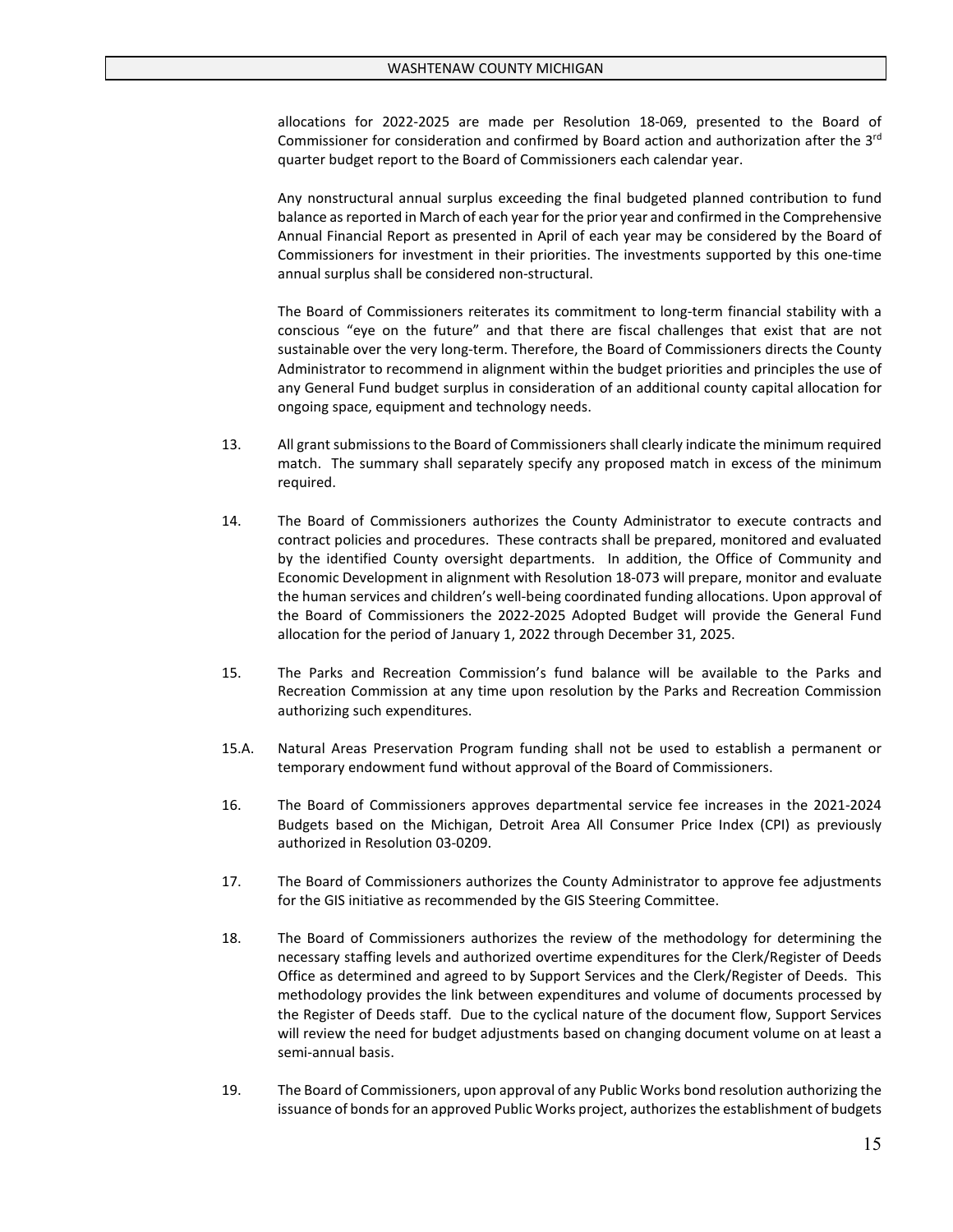allocations for 2022-2025 are made per Resolution 18-069, presented to the Board of Commissioner for consideration and confirmed by Board action and authorization after the 3rd quarter budget report to the Board of Commissioners each calendar year.

Any nonstructural annual surplus exceeding the final budgeted planned contribution to fund balance as reported in March of each year for the prior year and confirmed in the Comprehensive Annual Financial Report as presented in April of each year may be considered by the Board of Commissioners for investment in their priorities. The investments supported by this one-time annual surplus shall be considered non-structural.

The Board of Commissioners reiterates its commitment to long-term financial stability with a conscious "eye on the future" and that there are fiscal challenges that exist that are not sustainable over the very long-term. Therefore, the Board of Commissioners directs the County Administrator to recommend in alignment within the budget priorities and principles the use of any General Fund budget surplus in consideration of an additional county capital allocation for ongoing space, equipment and technology needs.

13. All grant submissions to the Board of Commissioners shall clearly indicate the minimum required match. The summary shall separately specify any proposed match in excess of the minimum required.

14. The Board of Commissioners authorizes the County Administrator to execute contracts and contract policies and procedures. These contracts shall be prepared, monitored and evaluated by the identified County oversight departments. In addition, the Office of Community and Economic Development in alignment with Resolution 18-073 will prepare, monitor and evaluate the human services and children's well-being coordinated funding allocations. Upon approval of the Board of Commissioners the 2022-2025 Adopted Budget will provide the General Fund allocation for the period of January 1, 2022 through December 31, 2025.

15. The Parks and Recreation Commission's fund balance will be available to the Parks and Recreation Commission at any time upon resolution by the Parks and Recreation Commission authorizing such expenditures.

15.A. Natural Areas Preservation Program funding shall not be used to establish a permanent or temporary endowment fund without approval of the Board of Commissioners.

16. The Board of Commissioners approves departmental service fee increases in the 2021-2024 Budgets based on the Michigan, Detroit Area All Consumer Price Index (CPI) as previously authorized in Resolution 03-0209.

17. The Board of Commissioners authorizes the County Administrator to approve fee adjustments for the GIS initiative as recommended by the GIS Steering Committee.

18. The Board of Commissioners authorizes the review of the methodology for determining the necessary staffing levels and authorized overtime expenditures for the Clerk/Register of Deeds Office as determined and agreed to by Support Services and the Clerk/Register of Deeds. This methodology provides the link between expenditures and volume of documents processed by the Register of Deeds staff. Due to the cyclical nature of the document flow, Support Services will review the need for budget adjustments based on changing document volume on at least a semi-annual basis.

19. The Board of Commissioners, upon approval of any Public Works bond resolution authorizing the issuance of bonds for an approved Public Works project, authorizes the establishment of budgets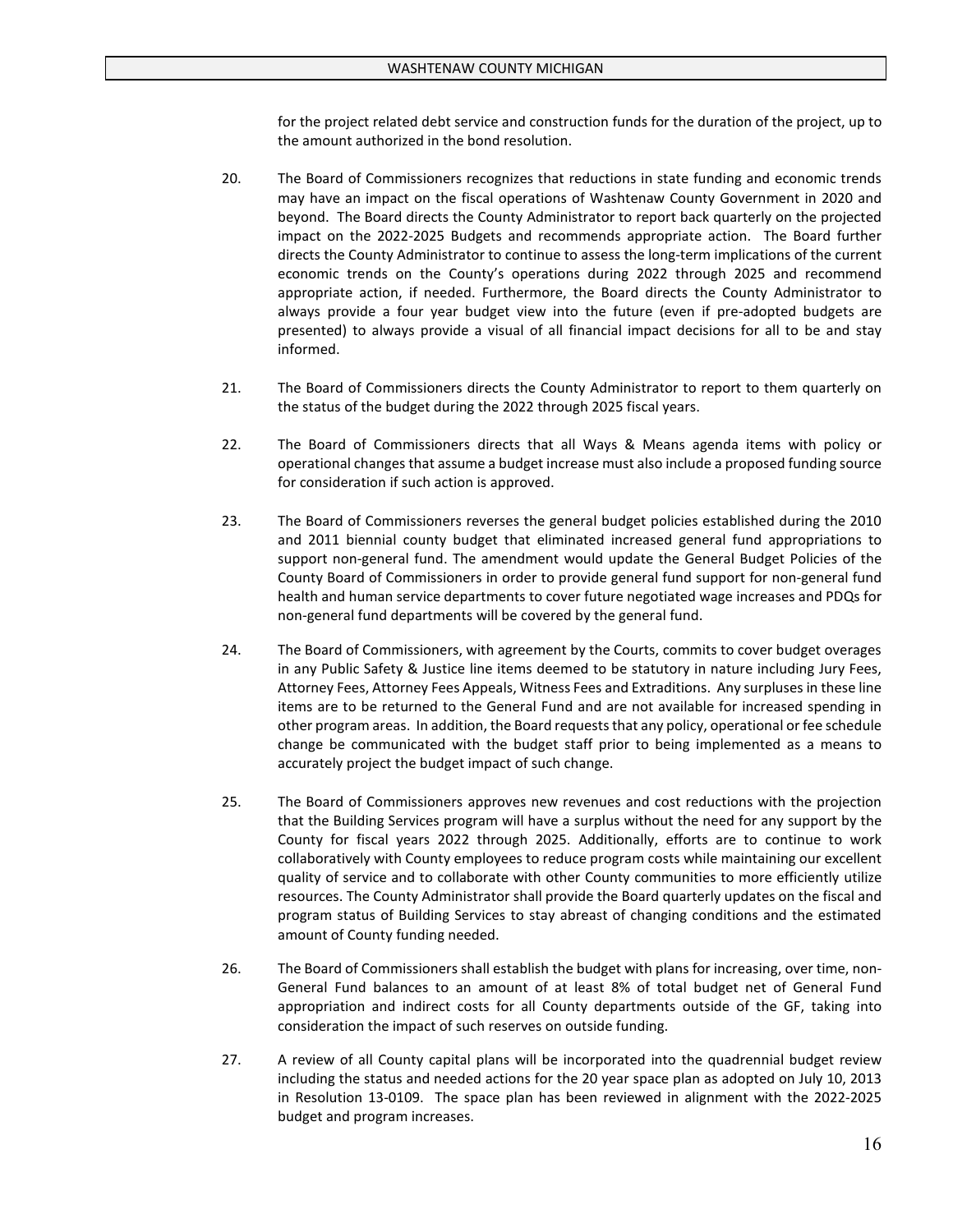for the project related debt service and construction funds for the duration of the project, up to the amount authorized in the bond resolution.

20. The Board of Commissioners recognizes that reductions in state funding and economic trends may have an impact on the fiscal operations of Washtenaw County Government in 2020 and beyond. The Board directs the County Administrator to report back quarterly on the projected impact on the 2022-2025 Budgets and recommends appropriate action. The Board further directs the County Administrator to continue to assess the long-term implications of the current economic trends on the County's operations during 2022 through 2025 and recommend appropriate action, if needed. Furthermore, the Board directs the County Administrator to always provide a four year budget view into the future (even if pre-adopted budgets are presented) to always provide a visual of all financial impact decisions for all to be and stay informed.

21. The Board of Commissioners directs the County Administrator to report to them quarterly on the status of the budget during the 2022 through 2025 fiscal years.

22. The Board of Commissioners directs that all Ways & Means agenda items with policy or operational changes that assume a budget increase must also include a proposed funding source for consideration if such action is approved.

23. The Board of Commissioners reverses the general budget policies established during the 2010 and 2011 biennial county budget that eliminated increased general fund appropriations to support non-general fund. The amendment would update the General Budget Policies of the County Board of Commissioners in order to provide general fund support for non-general fund health and human service departments to cover future negotiated wage increases and PDQs for non-general fund departments will be covered by the general fund.

24. The Board of Commissioners, with agreement by the Courts, commits to cover budget overages in any Public Safety & Justice line items deemed to be statutory in nature including Jury Fees, Attorney Fees, Attorney Fees Appeals, Witness Fees and Extraditions. Any surpluses in these line items are to be returned to the General Fund and are not available for increased spending in other program areas. In addition, the Board requests that any policy, operational or fee schedule change be communicated with the budget staff prior to being implemented as a means to accurately project the budget impact of such change.

25. The Board of Commissioners approves new revenues and cost reductions with the projection that the Building Services program will have a surplus without the need for any support by the County for fiscal years 2022 through 2025. Additionally, efforts are to continue to work collaboratively with County employees to reduce program costs while maintaining our excellent quality of service and to collaborate with other County communities to more efficiently utilize resources. The County Administrator shall provide the Board quarterly updates on the fiscal and program status of Building Services to stay abreast of changing conditions and the estimated amount of County funding needed.

26. The Board of Commissioners shall establish the budget with plans for increasing, over time, non-General Fund balances to an amount of at least 8% of total budget net of General Fund appropriation and indirect costs for all County departments outside of the GF, taking into consideration the impact of such reserves on outside funding.

27. A review of all County capital plans will be incorporated into the quadrennial budget review including the status and needed actions for the 20 year space plan as adopted on July 10, 2013 in Resolution 13-0109. The space plan has been reviewed in alignment with the 2022-2025 budget and program increases.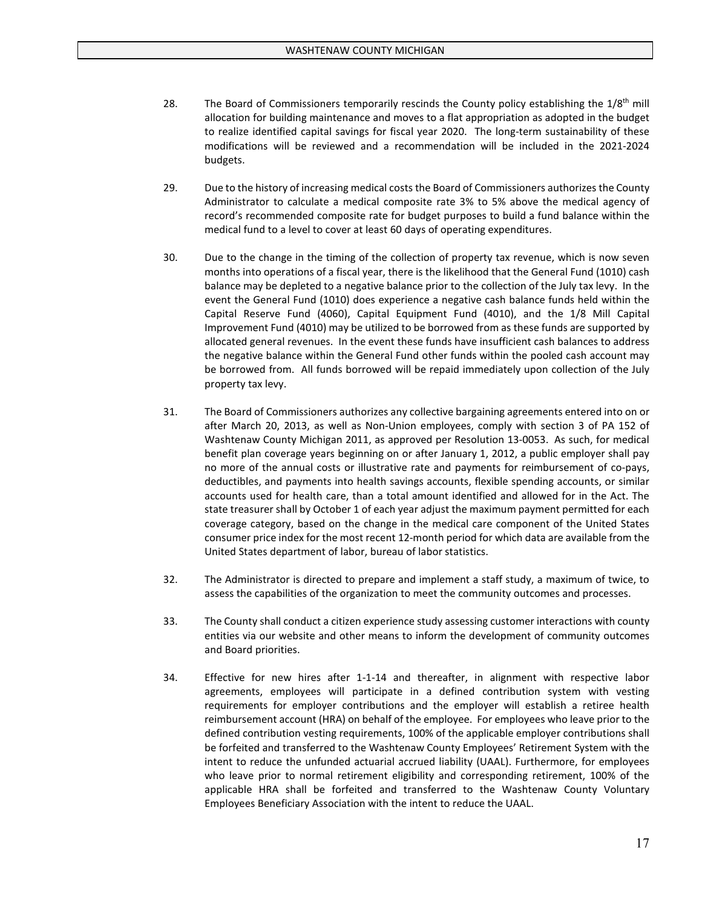28. The Board of Commissioners temporarily rescinds the County policy establishing the 1/8th mill allocation for building maintenance and moves to a flat appropriation as adopted in the budget to realize identified capital savings for fiscal year 2020. The long-term sustainability of these modifications will be reviewed and a recommendation will be included in the 2021-2024 budgets.

29. Due to the history of increasing medical costs the Board of Commissioners authorizes the County Administrator to calculate a medical composite rate 3% to 5% above the medical agency of record's recommended composite rate for budget purposes to build a fund balance within the medical fund to a level to cover at least 60 days of operating expenditures.

30. Due to the change in the timing of the collection of property tax revenue, which is now seven months into operations of a fiscal year, there is the likelihood that the General Fund (1010) cash balance may be depleted to a negative balance prior to the collection of the July tax levy. In the event the General Fund (1010) does experience a negative cash balance funds held within the Capital Reserve Fund (4060), Capital Equipment Fund (4010), and the 1/8 Mill Capital Improvement Fund (4010) may be utilized to be borrowed from as these funds are supported by allocated general revenues. In the event these funds have insufficient cash balances to address the negative balance within the General Fund other funds within the pooled cash account may be borrowed from. All funds borrowed will be repaid immediately upon collection of the July property tax levy.

31. The Board of Commissioners authorizes any collective bargaining agreements entered into on or after March 20, 2013, as well as Non-Union employees, comply with section 3 of PA 152 of Washtenaw County Michigan 2011, as approved per Resolution 13-0053. As such, for medical benefit plan coverage years beginning on or after January 1, 2012, a public employer shall pay no more of the annual costs or illustrative rate and payments for reimbursement of co-pays, deductibles, and payments into health savings accounts, flexible spending accounts, or similar accounts used for health care, than a total amount identified and allowed for in the Act. The state treasurer shall by October 1 of each year adjust the maximum payment permitted for each coverage category, based on the change in the medical care component of the United States consumer price index for the most recent 12-month period for which data are available from the United States department of labor, bureau of labor statistics.

32. The Administrator is directed to prepare and implement a staff study, a maximum of twice, to assess the capabilities of the organization to meet the community outcomes and processes.

33. The County shall conduct a citizen experience study assessing customer interactions with county entities via our website and other means to inform the development of community outcomes and Board priorities.

34. Effective for new hires after 1-1-14 and thereafter, in alignment with respective labor agreements, employees will participate in a defined contribution system with vesting requirements for employer contributions and the employer will establish a retiree health reimbursement account (HRA) on behalf of the employee. For employees who leave prior to the defined contribution vesting requirements, 100% of the applicable employer contributions shall be forfeited and transferred to the Washtenaw County Employees' Retirement System with the intent to reduce the unfunded actuarial accrued liability (UAAL). Furthermore, for employees who leave prior to normal retirement eligibility and corresponding retirement, 100% of the applicable HRA shall be forfeited and transferred to the Washtenaw County Voluntary Employees Beneficiary Association with the intent to reduce the UAAL.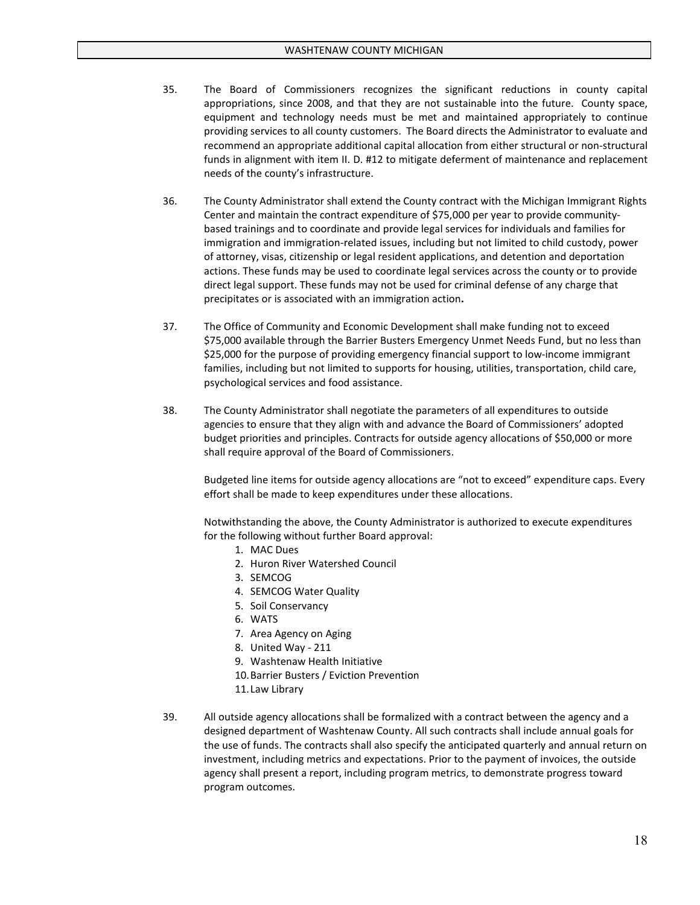35. The Board of Commissioners recognizes the significant reductions in county capital appropriations, since 2008, and that they are not sustainable into the future. County space, equipment and technology needs must be met and maintained appropriately to continue providing services to all county customers. The Board directs the Administrator to evaluate and recommend an appropriate additional capital allocation from either structural or non-structural funds in alignment with item II. D. #12 to mitigate deferment of maintenance and replacement needs of the county's infrastructure.

36. The County Administrator shall extend the County contract with the Michigan Immigrant Rights Center and maintain the contract expenditure of $75,000 per year to provide community-based trainings and to coordinate and provide legal services for individuals and families for immigration and immigration-related issues, including but not limited to child custody, power of attorney, visas, citizenship or legal resident applications, and detention and deportation actions. These funds may be used to coordinate legal services across the county or to provide direct legal support. These funds may not be used for criminal defense of any charge that precipitates or is associated with an immigration action.

37. The Office of Community and Economic Development shall make funding not to exceed $75,000 available through the Barrier Busters Emergency Unmet Needs Fund, but no less than $25,000 for the purpose of providing emergency financial support to low-income immigrant families, including but not limited to supports for housing, utilities, transportation, child care, psychological services and food assistance.

38. The County Administrator shall negotiate the parameters of all expenditures to outside agencies to ensure that they align with and advance the Board of Commissioners' adopted budget priorities and principles. Contracts for outside agency allocations of $50,000 or more shall require approval of the Board of Commissioners.

    Budgeted line items for outside agency allocations are "not to exceed" expenditure caps. Every effort shall be made to keep expenditures under these allocations.

    Notwithstanding the above, the County Administrator is authorized to execute expenditures for the following without further Board approval:

    1. MAC Dues
    2. Huron River Watershed Council
    3. SEMCOG
    4. SEMCOG Water Quality
    5. Soil Conservancy
    6. WATS
    7. Area Agency on Aging
    8. United Way - 211
    9. Washtenaw Health Initiative
    10. Barrier Busters / Eviction Prevention
    11. Law Library

39. All outside agency allocations shall be formalized with a contract between the agency and a designed department of Washtenaw County. All such contracts shall include annual goals for the use of funds. The contracts shall also specify the anticipated quarterly and annual return on investment, including metrics and expectations. Prior to the payment of invoices, the outside agency shall present a report, including program metrics, to demonstrate progress toward program outcomes.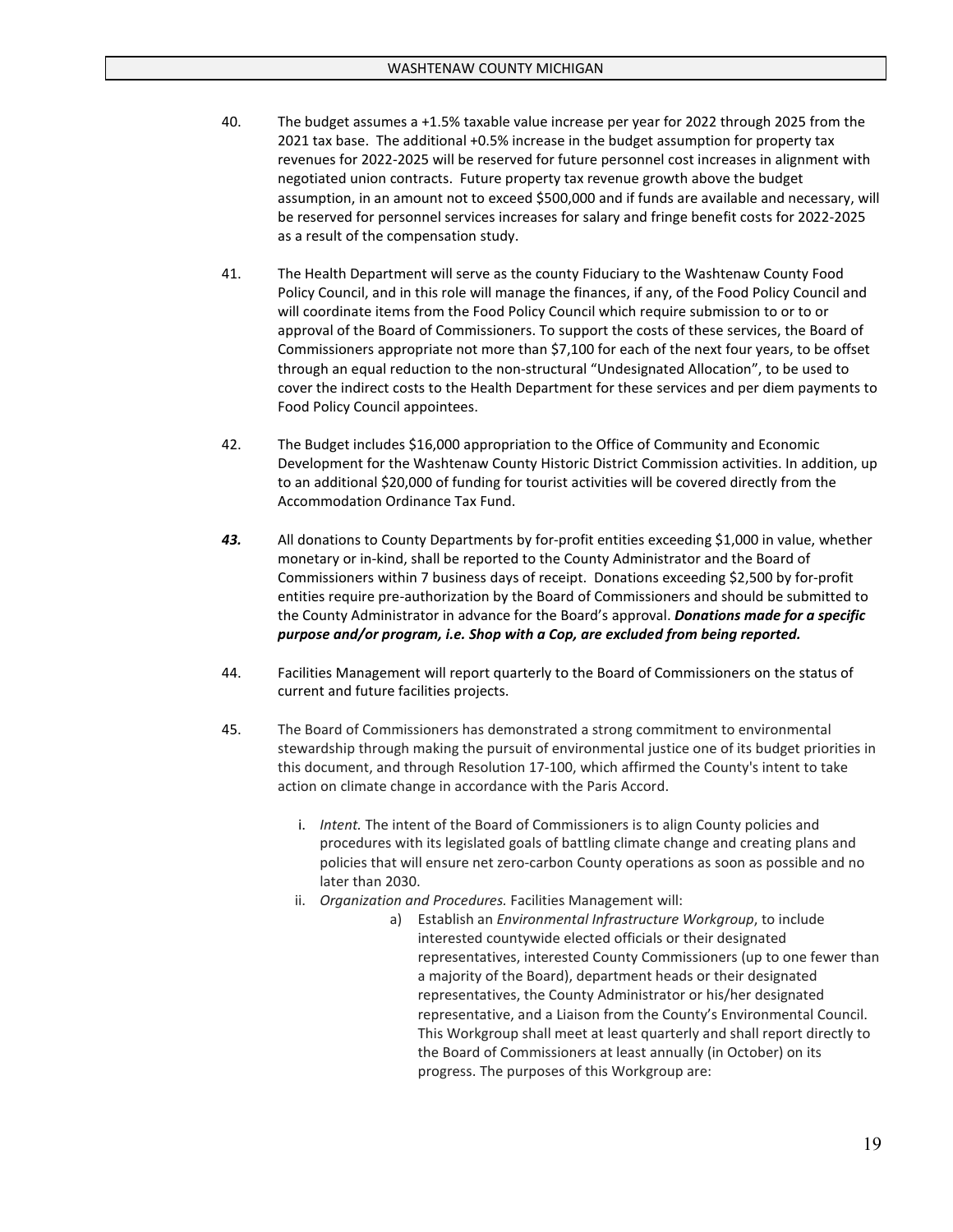40. The budget assumes a +1.5% taxable value increase per year for 2022 through 2025 from the 2021 tax base. The additional +0.5% increase in the budget assumption for property tax revenues for 2022-2025 will be reserved for future personnel cost increases in alignment with negotiated union contracts. Future property tax revenue growth above the budget assumption, in an amount not to exceed $500,000 and if funds are available and necessary, will be reserved for personnel services increases for salary and fringe benefit costs for 2022-2025 as a result of the compensation study.

41. The Health Department will serve as the county Fiduciary to the Washtenaw County Food Policy Council, and in this role will manage the finances, if any, of the Food Policy Council and will coordinate items from the Food Policy Council which require submission to or to or approval of the Board of Commissioners. To support the costs of these services, the Board of Commissioners appropriate not more than $7,100 for each of the next four years, to be offset through an equal reduction to the non-structural "Undesignated Allocation", to be used to cover the indirect costs to the Health Department for these services and per diem payments to Food Policy Council appointees.

42. The Budget includes $16,000 appropriation to the Office of Community and Economic Development for the Washtenaw County Historic District Commission activities. In addition, up to an additional $20,000 of funding for tourist activities will be covered directly from the Accommodation Ordinance Tax Fund.

***43.*** All donations to County Departments by for-profit entities exceeding $1,000 in value, whether monetary or in-kind, shall be reported to the County Administrator and the Board of Commissioners within 7 business days of receipt. Donations exceeding $2,500 by for-profit entities require pre-authorization by the Board of Commissioners and should be submitted to the County Administrator in advance for the Board's approval. ***Donations made for a specific purpose and/or program, i.e. Shop with a Cop, are excluded from being reported.***

44. Facilities Management will report quarterly to the Board of Commissioners on the status of current and future facilities projects.

45. The Board of Commissioners has demonstrated a strong commitment to environmental stewardship through making the pursuit of environmental justice one of its budget priorities in this document, and through Resolution 17-100, which affirmed the County's intent to take action on climate change in accordance with the Paris Accord.

   i. *Intent.* The intent of the Board of Commissioners is to align County policies and procedures with its legislated goals of battling climate change and creating plans and policies that will ensure net zero-carbon County operations as soon as possible and no later than 2030.

   ii. *Organization and Procedures.* Facilities Management will:

      a) Establish an *Environmental Infrastructure Workgroup*, to include interested countywide elected officials or their designated representatives, interested County Commissioners (up to one fewer than a majority of the Board), department heads or their designated representatives, the County Administrator or his/her designated representative, and a Liaison from the County's Environmental Council. This Workgroup shall meet at least quarterly and shall report directly to the Board of Commissioners at least annually (in October) on its progress. The purposes of this Workgroup are: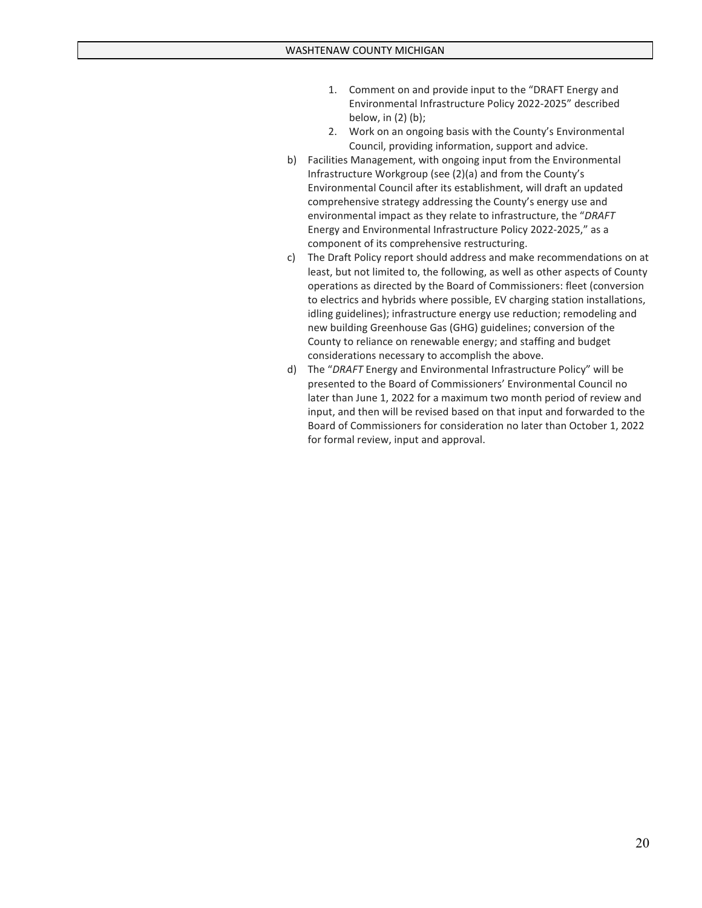1. Comment on and provide input to the “DRAFT Energy and Environmental Infrastructure Policy 2022-2025” described below, in (2) (b);
2. Work on an ongoing basis with the County’s Environmental Council, providing information, support and advice.

b) Facilities Management, with ongoing input from the Environmental Infrastructure Workgroup (see (2)(a) and from the County’s Environmental Council after its establishment, will draft an updated comprehensive strategy addressing the County’s energy use and environmental impact as they relate to infrastructure, the “*DRAFT* Energy and Environmental Infrastructure Policy 2022-2025,” as a component of its comprehensive restructuring.

c) The Draft Policy report should address and make recommendations on at least, but not limited to, the following, as well as other aspects of County operations as directed by the Board of Commissioners: fleet (conversion to electrics and hybrids where possible, EV charging station installations, idling guidelines); infrastructure energy use reduction; remodeling and new building Greenhouse Gas (GHG) guidelines; conversion of the County to reliance on renewable energy; and staffing and budget considerations necessary to accomplish the above.

d) The “*DRAFT* Energy and Environmental Infrastructure Policy” will be presented to the Board of Commissioners’ Environmental Council no later than June 1, 2022 for a maximum two month period of review and input, and then will be revised based on that input and forwarded to the Board of Commissioners for consideration no later than October 1, 2022 for formal review, input and approval.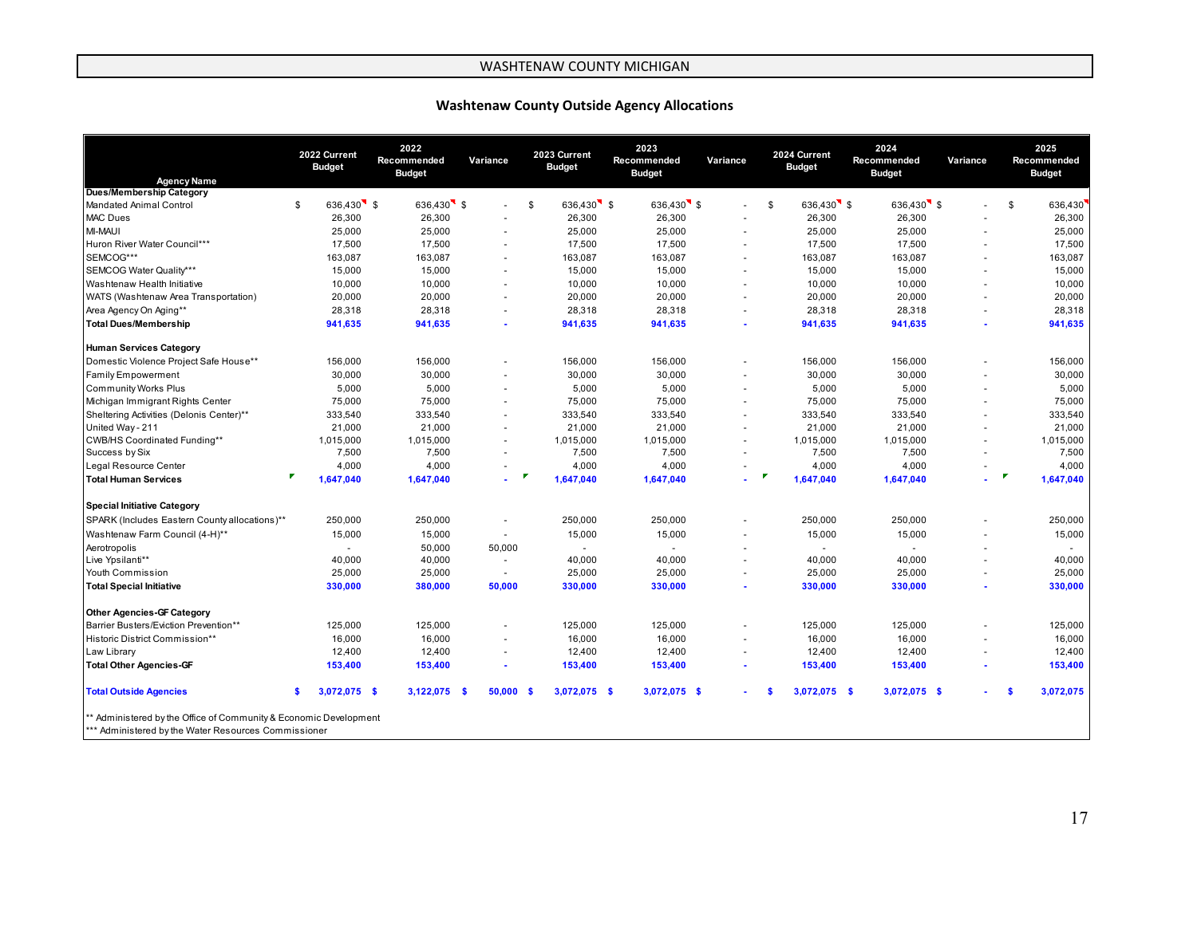WASHTENAW COUNTY MICHIGAN

## Washtenaw County Outside Agency Allocations

| Agency Name | 2022 Current Budget | 2022 Recommended Budget | Variance | 2023 Current Budget | 2023 Recommended Budget | Variance | 2024 Current Budget | 2024 Recommended Budget | Variance | 2025 Recommended Budget |
|---|---|---|---|---|---|---|---|---|---|---|
| **Dues/Membership Category** | | | | | | | | | | |
| Mandated Animal Control | $ 636,430 | $ 636,430 | $ - | $ 636,430 | $ 636,430 | $ - | $ 636,430 | $ 636,430 | $ - | $ 636,430 |
| MAC Dues | 26,300 | 26,300 | - | 26,300 | 26,300 | - | 26,300 | 26,300 | - | 26,300 |
| MI-MAUI | 25,000 | 25,000 | - | 25,000 | 25,000 | - | 25,000 | 25,000 | - | 25,000 |
| Huron River Water Council*** | 17,500 | 17,500 | - | 17,500 | 17,500 | - | 17,500 | 17,500 | - | 17,500 |
| SEMCOG*** | 163,087 | 163,087 | - | 163,087 | 163,087 | - | 163,087 | 163,087 | - | 163,087 |
| SEMCOG Water Quality*** | 15,000 | 15,000 | - | 15,000 | 15,000 | - | 15,000 | 15,000 | - | 15,000 |
| Washtenaw Health Initiative | 10,000 | 10,000 | - | 10,000 | 10,000 | - | 10,000 | 10,000 | - | 10,000 |
| WATS (Washtenaw Area Transportation) | 20,000 | 20,000 | - | 20,000 | 20,000 | - | 20,000 | 20,000 | - | 20,000 |
| Area Agency On Aging** | 28,318 | 28,318 | - | 28,318 | 28,318 | - | 28,318 | 28,318 | - | 28,318 |
| **Total Dues/Membership** | **941,635** | **941,635** | **-** | **941,635** | **941,635** | **-** | **941,635** | **941,635** | **-** | **941,635** |
| **Human Services Category** | | | | | | | | | | |
| Domestic Violence Project Safe House** | 156,000 | 156,000 | - | 156,000 | 156,000 | - | 156,000 | 156,000 | - | 156,000 |
| Family Empowerment | 30,000 | 30,000 | - | 30,000 | 30,000 | - | 30,000 | 30,000 | - | 30,000 |
| Community Works Plus | 5,000 | 5,000 | - | 5,000 | 5,000 | - | 5,000 | 5,000 | - | 5,000 |
| Michigan Immigrant Rights Center | 75,000 | 75,000 | - | 75,000 | 75,000 | - | 75,000 | 75,000 | - | 75,000 |
| Sheltering Activities (Delonis Center)** | 333,540 | 333,540 | - | 333,540 | 333,540 | - | 333,540 | 333,540 | - | 333,540 |
| United Way - 211 | 21,000 | 21,000 | - | 21,000 | 21,000 | - | 21,000 | 21,000 | - | 21,000 |
| CWB/HS Coordinated Funding** | 1,015,000 | 1,015,000 | - | 1,015,000 | 1,015,000 | - | 1,015,000 | 1,015,000 | - | 1,015,000 |
| Success by Six | 7,500 | 7,500 | - | 7,500 | 7,500 | - | 7,500 | 7,500 | - | 7,500 |
| Legal Resource Center | 4,000 | 4,000 | - | 4,000 | 4,000 | - | 4,000 | 4,000 | - | 4,000 |
| **Total Human Services** | **1,647,040** | **1,647,040** | **-** | **1,647,040** | **1,647,040** | **-** | **1,647,040** | **1,647,040** | **-** | **1,647,040** |
| **Special Initiative Category** | | | | | | | | | | |
| SPARK (Includes Eastern County allocations)** | 250,000 | 250,000 | - | 250,000 | 250,000 | - | 250,000 | 250,000 | - | 250,000 |
| Washtenaw Farm Council (4-H)** | 15,000 | 15,000 | - | 15,000 | 15,000 | - | 15,000 | 15,000 | - | 15,000 |
| Aerotropolis | - | 50,000 | 50,000 | - | - | - | - | - | - | - |
| Live Ypsilanti** | 40,000 | 40,000 | - | 40,000 | 40,000 | - | 40,000 | 40,000 | - | 40,000 |
| Youth Commission | 25,000 | 25,000 | - | 25,000 | 25,000 | - | 25,000 | 25,000 | - | 25,000 |
| **Total Special Initiative** | **330,000** | **380,000** | **50,000** | **330,000** | **330,000** | **-** | **330,000** | **330,000** | **-** | **330,000** |
| **Other Agencies-GF Category** | | | | | | | | | | |
| Barrier Busters/Eviction Prevention** | 125,000 | 125,000 | - | 125,000 | 125,000 | - | 125,000 | 125,000 | - | 125,000 |
| Historic District Commission** | 16,000 | 16,000 | - | 16,000 | 16,000 | - | 16,000 | 16,000 | - | 16,000 |
| Law Library | 12,400 | 12,400 | - | 12,400 | 12,400 | - | 12,400 | 12,400 | - | 12,400 |
| **Total Other Agencies-GF** | **153,400** | **153,400** | **-** | **153,400** | **153,400** | **-** | **153,400** | **153,400** | **-** | **153,400** |
| **Total Outside Agencies** | **$ 3,072,075** | **$ 3,122,075** | **$ 50,000** | **$ 3,072,075** | **$ 3,072,075** | **$ -** | **$ 3,072,075** | **$ 3,072,075** | **$ -** | **$ 3,072,075** |

** Administered by the Office of Community & Economic Development
*** Administered by the Water Resources Commissioner